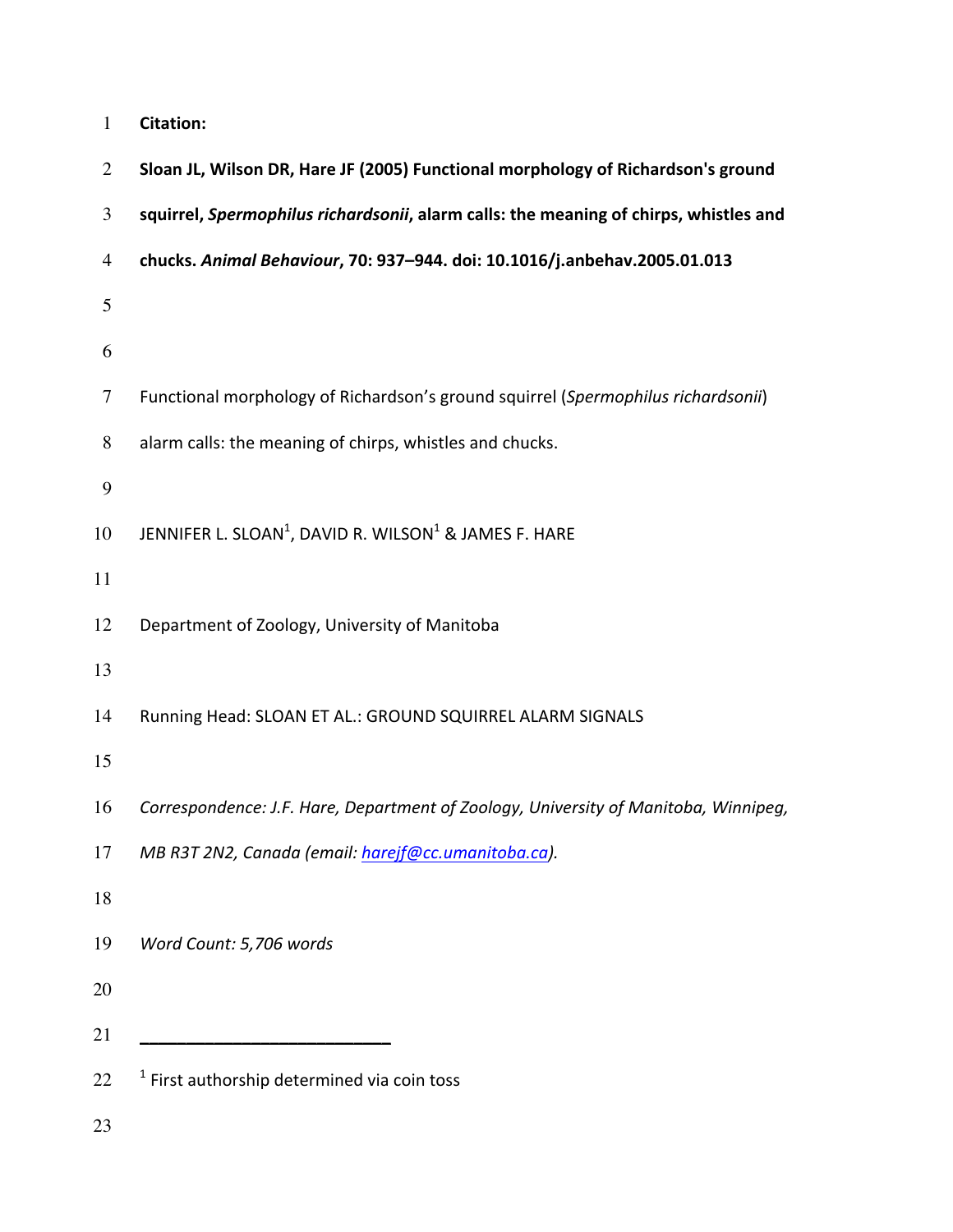**Citation:**

**Sloan JL, Wilson DR, Hare JF (2005) Functional morphology of Richardson's ground squirrel, *Spermophilus richardsonii*, alarm calls: the meaning of chirps, whistles and chucks. *Animal Behaviour*, 70: 937–944. doi: 10.1016/j.anbehav.2005.01.013**

# Functional morphology of Richardson's ground squirrel (*Spermophilus richardsonii*) alarm calls: the meaning of chirps, whistles and chucks.

JENNIFER L. SLOAN[1], DAVID R. WILSON[1] & JAMES F. HARE

Department of Zoology, University of Manitoba

Running Head: SLOAN ET AL.: GROUND SQUIRREL ALARM SIGNALS

*Correspondence: J.F. Hare, Department of Zoology, University of Manitoba, Winnipeg, MB R3T 2N2, Canada (email: harejf@cc.umanitoba.ca).*

*Word Count: 5,706 words*

---

[1] First authorship determined via coin toss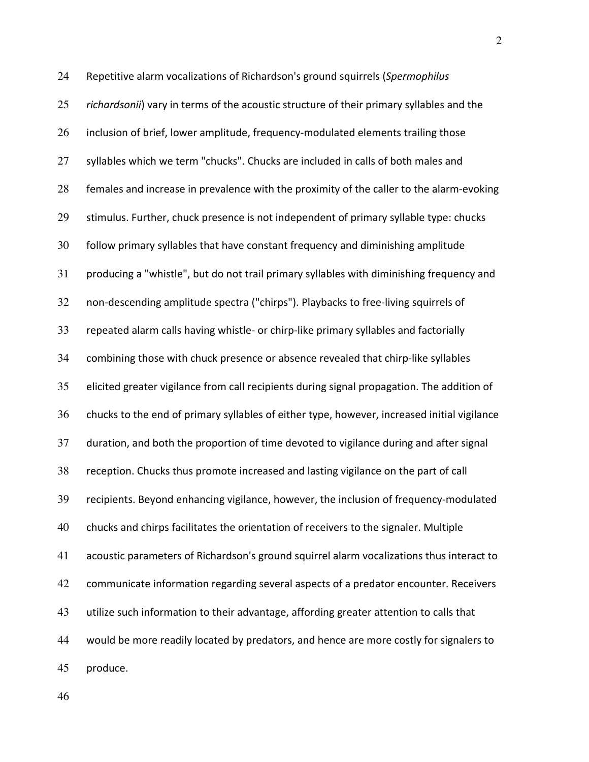Repetitive alarm vocalizations of Richardson's ground squirrels (*Spermophilus richardsonii*) vary in terms of the acoustic structure of their primary syllables and the inclusion of brief, lower amplitude, frequency-modulated elements trailing those syllables which we term "chucks". Chucks are included in calls of both males and females and increase in prevalence with the proximity of the caller to the alarm-evoking stimulus. Further, chuck presence is not independent of primary syllable type: chucks follow primary syllables that have constant frequency and diminishing amplitude producing a "whistle", but do not trail primary syllables with diminishing frequency and non-descending amplitude spectra ("chirps"). Playbacks to free-living squirrels of repeated alarm calls having whistle- or chirp-like primary syllables and factorially combining those with chuck presence or absence revealed that chirp-like syllables elicited greater vigilance from call recipients during signal propagation. The addition of chucks to the end of primary syllables of either type, however, increased initial vigilance duration, and both the proportion of time devoted to vigilance during and after signal reception. Chucks thus promote increased and lasting vigilance on the part of call recipients. Beyond enhancing vigilance, however, the inclusion of frequency-modulated chucks and chirps facilitates the orientation of receivers to the signaler. Multiple acoustic parameters of Richardson's ground squirrel alarm vocalizations thus interact to communicate information regarding several aspects of a predator encounter. Receivers utilize such information to their advantage, affording greater attention to calls that would be more readily located by predators, and hence are more costly for signalers to produce.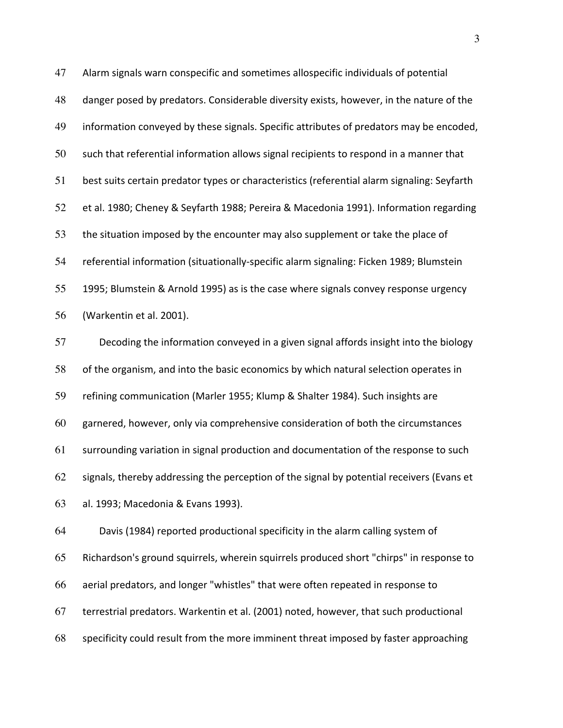Alarm signals warn conspecific and sometimes allospecific individuals of potential danger posed by predators. Considerable diversity exists, however, in the nature of the information conveyed by these signals. Specific attributes of predators may be encoded, such that referential information allows signal recipients to respond in a manner that best suits certain predator types or characteristics (referential alarm signaling: Seyfarth et al. 1980; Cheney & Seyfarth 1988; Pereira & Macedonia 1991). Information regarding the situation imposed by the encounter may also supplement or take the place of referential information (situationally-specific alarm signaling: Ficken 1989; Blumstein 1995; Blumstein & Arnold 1995) as is the case where signals convey response urgency (Warkentin et al. 2001).

Decoding the information conveyed in a given signal affords insight into the biology of the organism, and into the basic economics by which natural selection operates in refining communication (Marler 1955; Klump & Shalter 1984). Such insights are garnered, however, only via comprehensive consideration of both the circumstances surrounding variation in signal production and documentation of the response to such signals, thereby addressing the perception of the signal by potential receivers (Evans et al. 1993; Macedonia & Evans 1993).

Davis (1984) reported productional specificity in the alarm calling system of Richardson's ground squirrels, wherein squirrels produced short "chirps" in response to aerial predators, and longer "whistles" that were often repeated in response to terrestrial predators. Warkentin et al. (2001) noted, however, that such productional specificity could result from the more imminent threat imposed by faster approaching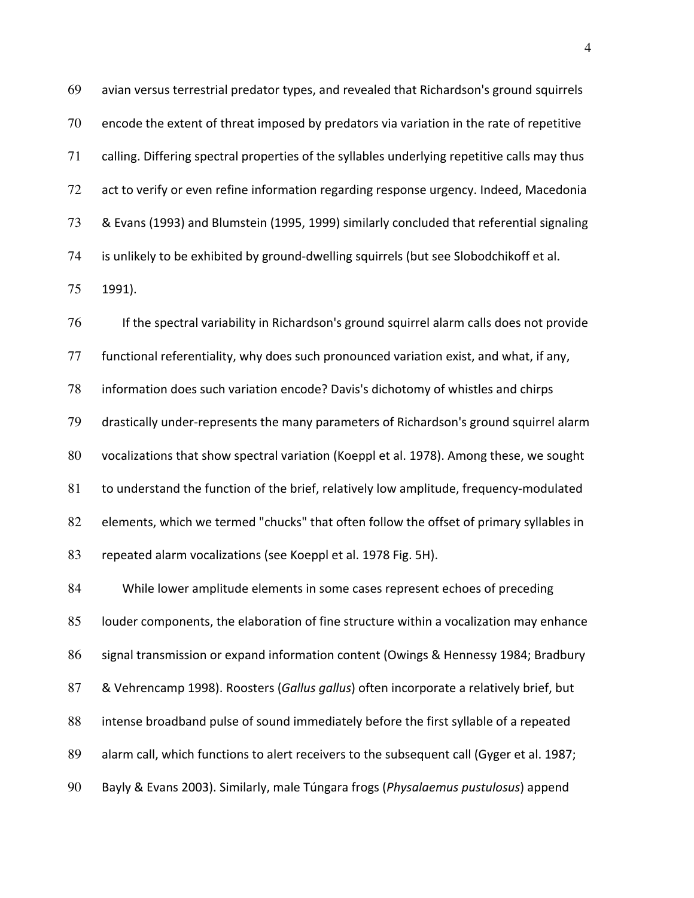avian versus terrestrial predator types, and revealed that Richardson's ground squirrels encode the extent of threat imposed by predators via variation in the rate of repetitive calling. Differing spectral properties of the syllables underlying repetitive calls may thus act to verify or even refine information regarding response urgency. Indeed, Macedonia & Evans (1993) and Blumstein (1995, 1999) similarly concluded that referential signaling is unlikely to be exhibited by ground-dwelling squirrels (but see Slobodchikoff et al. 1991).

If the spectral variability in Richardson's ground squirrel alarm calls does not provide functional referentiality, why does such pronounced variation exist, and what, if any, information does such variation encode? Davis's dichotomy of whistles and chirps drastically under-represents the many parameters of Richardson's ground squirrel alarm vocalizations that show spectral variation (Koeppl et al. 1978). Among these, we sought to understand the function of the brief, relatively low amplitude, frequency-modulated elements, which we termed "chucks" that often follow the offset of primary syllables in repeated alarm vocalizations (see Koeppl et al. 1978 Fig. 5H).

While lower amplitude elements in some cases represent echoes of preceding louder components, the elaboration of fine structure within a vocalization may enhance signal transmission or expand information content (Owings & Hennessy 1984; Bradbury & Vehrencamp 1998). Roosters (*Gallus gallus*) often incorporate a relatively brief, but intense broadband pulse of sound immediately before the first syllable of a repeated alarm call, which functions to alert receivers to the subsequent call (Gyger et al. 1987; Bayly & Evans 2003). Similarly, male Túngara frogs (*Physalaemus pustulosus*) append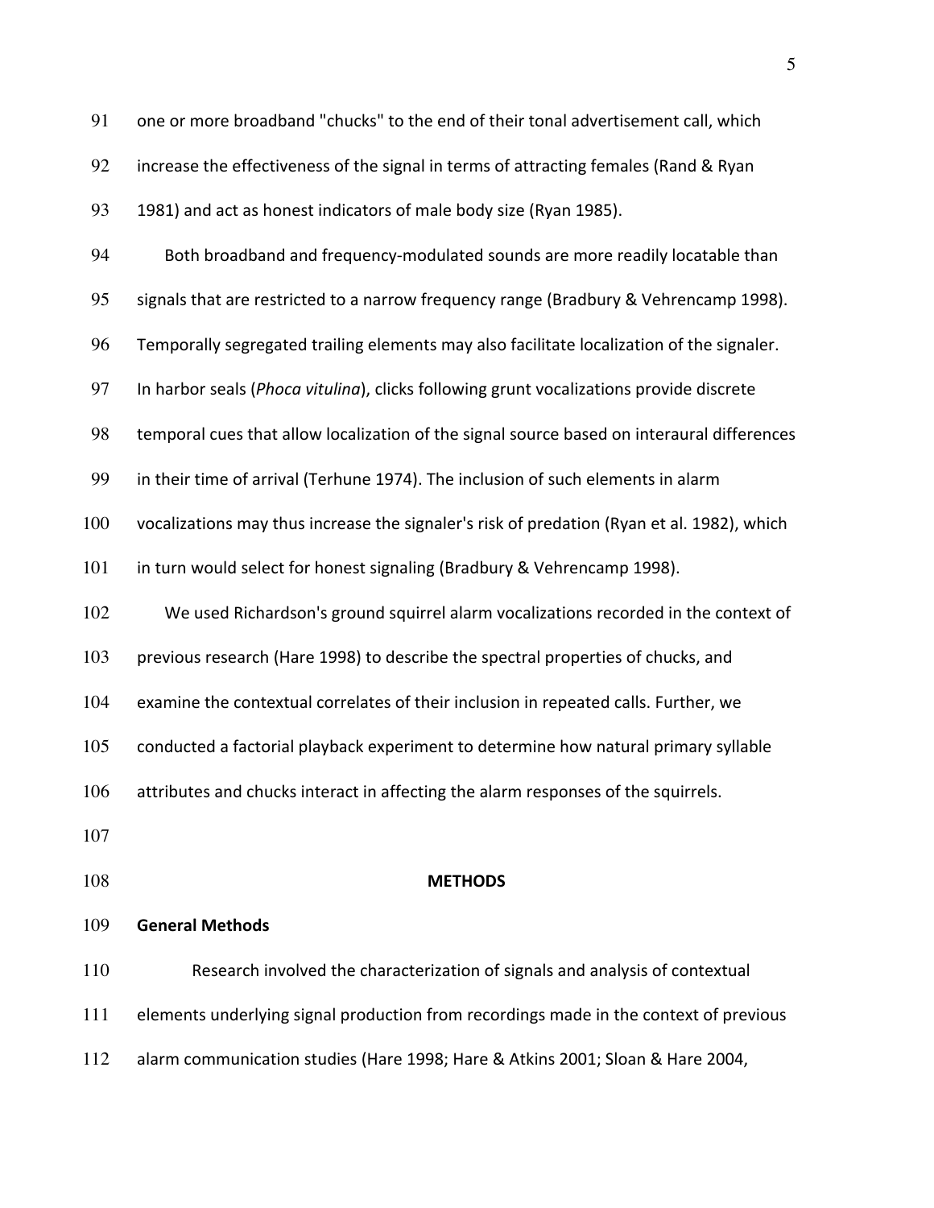one or more broadband "chucks" to the end of their tonal advertisement call, which increase the effectiveness of the signal in terms of attracting females (Rand & Ryan 1981) and act as honest indicators of male body size (Ryan 1985).

Both broadband and frequency-modulated sounds are more readily locatable than signals that are restricted to a narrow frequency range (Bradbury & Vehrencamp 1998). Temporally segregated trailing elements may also facilitate localization of the signaler. In harbor seals (*Phoca vitulina*), clicks following grunt vocalizations provide discrete temporal cues that allow localization of the signal source based on interaural differences in their time of arrival (Terhune 1974). The inclusion of such elements in alarm vocalizations may thus increase the signaler's risk of predation (Ryan et al. 1982), which in turn would select for honest signaling (Bradbury & Vehrencamp 1998).

We used Richardson's ground squirrel alarm vocalizations recorded in the context of previous research (Hare 1998) to describe the spectral properties of chucks, and examine the contextual correlates of their inclusion in repeated calls. Further, we conducted a factorial playback experiment to determine how natural primary syllable attributes and chucks interact in affecting the alarm responses of the squirrels.

## METHODS

### General Methods

Research involved the characterization of signals and analysis of contextual elements underlying signal production from recordings made in the context of previous alarm communication studies (Hare 1998; Hare & Atkins 2001; Sloan & Hare 2004,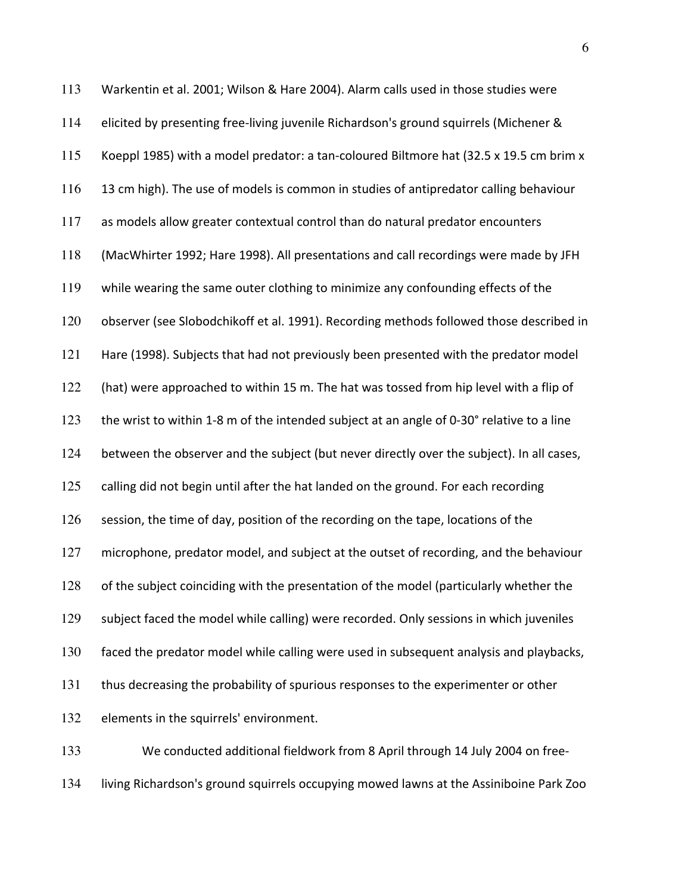Warkentin et al. 2001; Wilson & Hare 2004). Alarm calls used in those studies were elicited by presenting free-living juvenile Richardson's ground squirrels (Michener & Koeppl 1985) with a model predator: a tan-coloured Biltmore hat (32.5 x 19.5 cm brim x 13 cm high). The use of models is common in studies of antipredator calling behaviour as models allow greater contextual control than do natural predator encounters (MacWhirter 1992; Hare 1998). All presentations and call recordings were made by JFH while wearing the same outer clothing to minimize any confounding effects of the observer (see Slobodchikoff et al. 1991). Recording methods followed those described in Hare (1998). Subjects that had not previously been presented with the predator model (hat) were approached to within 15 m. The hat was tossed from hip level with a flip of the wrist to within 1-8 m of the intended subject at an angle of 0-30° relative to a line between the observer and the subject (but never directly over the subject). In all cases, calling did not begin until after the hat landed on the ground. For each recording session, the time of day, position of the recording on the tape, locations of the microphone, predator model, and subject at the outset of recording, and the behaviour of the subject coinciding with the presentation of the model (particularly whether the subject faced the model while calling) were recorded. Only sessions in which juveniles faced the predator model while calling were used in subsequent analysis and playbacks, thus decreasing the probability of spurious responses to the experimenter or other elements in the squirrels' environment.

We conducted additional fieldwork from 8 April through 14 July 2004 on free-living Richardson's ground squirrels occupying mowed lawns at the Assiniboine Park Zoo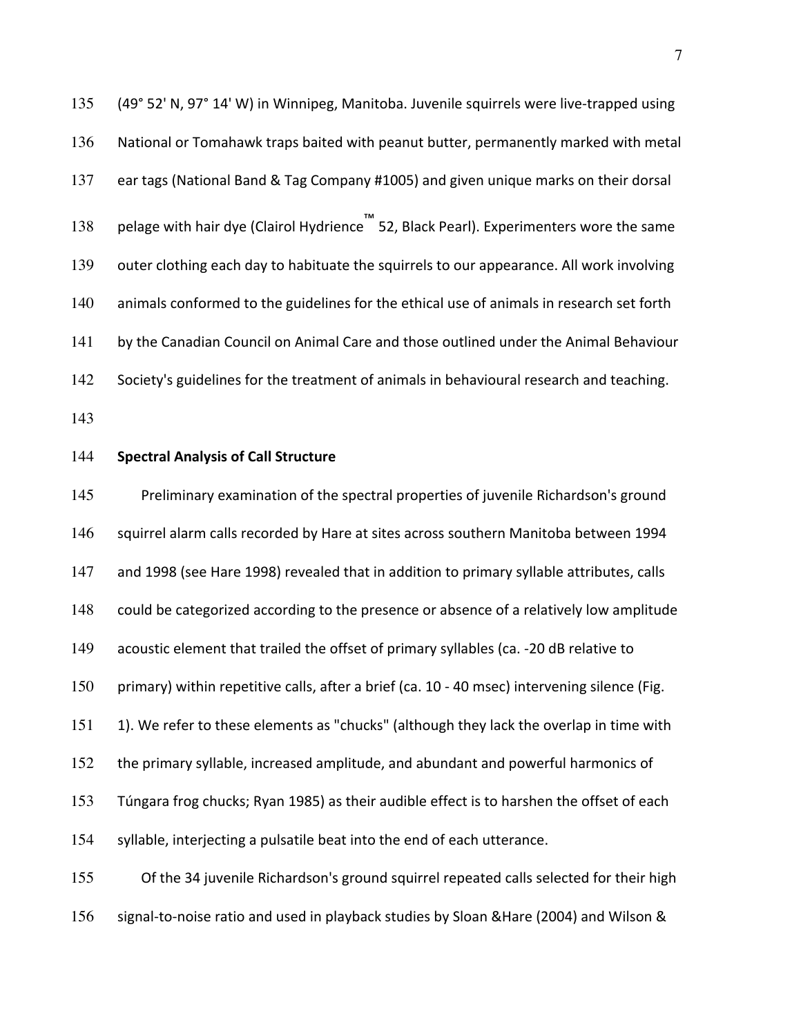(49° 52' N, 97° 14' W) in Winnipeg, Manitoba. Juvenile squirrels were live-trapped using National or Tomahawk traps baited with peanut butter, permanently marked with metal ear tags (National Band & Tag Company #1005) and given unique marks on their dorsal pelage with hair dye (Clairol Hydrience™ 52, Black Pearl). Experimenters wore the same outer clothing each day to habituate the squirrels to our appearance. All work involving animals conformed to the guidelines for the ethical use of animals in research set forth by the Canadian Council on Animal Care and those outlined under the Animal Behaviour Society's guidelines for the treatment of animals in behavioural research and teaching.

**Spectral Analysis of Call Structure**

Preliminary examination of the spectral properties of juvenile Richardson's ground squirrel alarm calls recorded by Hare at sites across southern Manitoba between 1994 and 1998 (see Hare 1998) revealed that in addition to primary syllable attributes, calls could be categorized according to the presence or absence of a relatively low amplitude acoustic element that trailed the offset of primary syllables (ca. -20 dB relative to primary) within repetitive calls, after a brief (ca. 10 - 40 msec) intervening silence (Fig. 1). We refer to these elements as "chucks" (although they lack the overlap in time with the primary syllable, increased amplitude, and abundant and powerful harmonics of Túngara frog chucks; Ryan 1985) as their audible effect is to harshen the offset of each syllable, interjecting a pulsatile beat into the end of each utterance.

Of the 34 juvenile Richardson's ground squirrel repeated calls selected for their high signal-to-noise ratio and used in playback studies by Sloan &Hare (2004) and Wilson &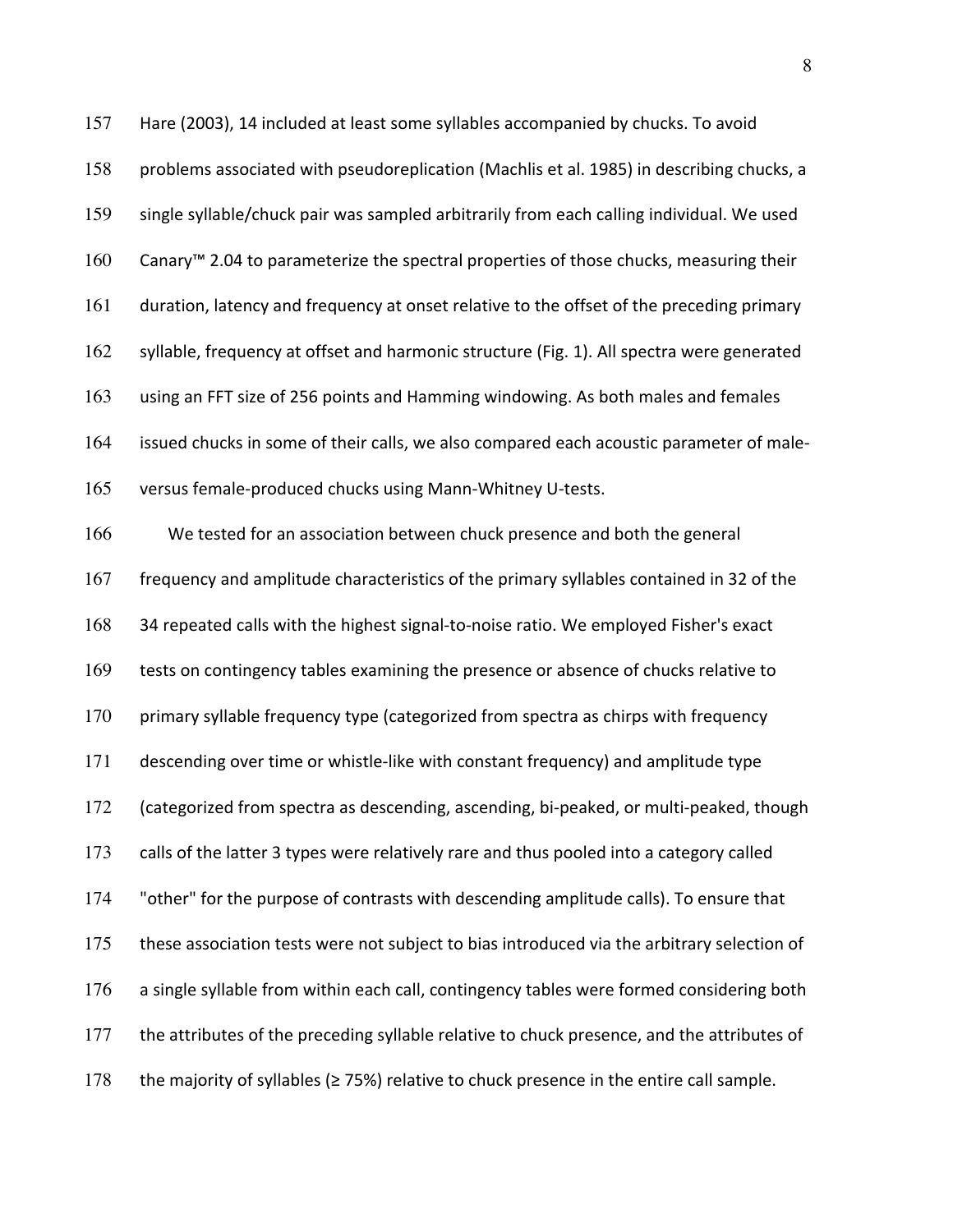Hare (2003), 14 included at least some syllables accompanied by chucks. To avoid problems associated with pseudoreplication (Machlis et al. 1985) in describing chucks, a single syllable/chuck pair was sampled arbitrarily from each calling individual. We used Canary™ 2.04 to parameterize the spectral properties of those chucks, measuring their duration, latency and frequency at onset relative to the offset of the preceding primary syllable, frequency at offset and harmonic structure (Fig. 1). All spectra were generated using an FFT size of 256 points and Hamming windowing. As both males and females issued chucks in some of their calls, we also compared each acoustic parameter of male- versus female-produced chucks using Mann-Whitney U-tests.

We tested for an association between chuck presence and both the general frequency and amplitude characteristics of the primary syllables contained in 32 of the 34 repeated calls with the highest signal-to-noise ratio. We employed Fisher's exact tests on contingency tables examining the presence or absence of chucks relative to primary syllable frequency type (categorized from spectra as chirps with frequency descending over time or whistle-like with constant frequency) and amplitude type (categorized from spectra as descending, ascending, bi-peaked, or multi-peaked, though calls of the latter 3 types were relatively rare and thus pooled into a category called "other" for the purpose of contrasts with descending amplitude calls). To ensure that these association tests were not subject to bias introduced via the arbitrary selection of a single syllable from within each call, contingency tables were formed considering both the attributes of the preceding syllable relative to chuck presence, and the attributes of the majority of syllables ($\geq 75\%$) relative to chuck presence in the entire call sample.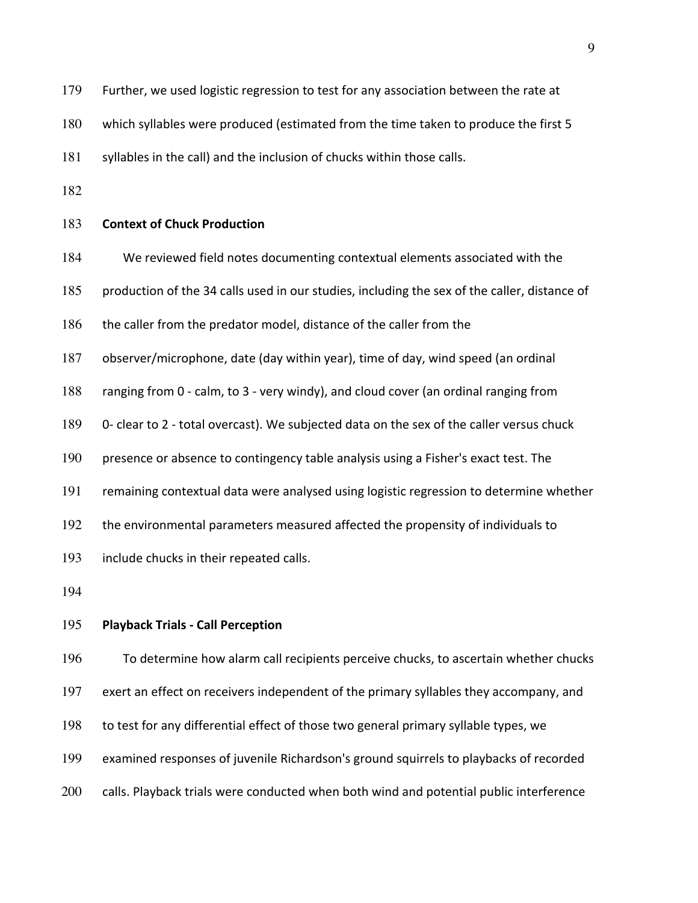Further, we used logistic regression to test for any association between the rate at which syllables were produced (estimated from the time taken to produce the first 5 syllables in the call) and the inclusion of chucks within those calls.

**Context of Chuck Production**

We reviewed field notes documenting contextual elements associated with the production of the 34 calls used in our studies, including the sex of the caller, distance of the caller from the predator model, distance of the caller from the observer/microphone, date (day within year), time of day, wind speed (an ordinal ranging from 0 - calm, to 3 - very windy), and cloud cover (an ordinal ranging from 0- clear to 2 - total overcast). We subjected data on the sex of the caller versus chuck presence or absence to contingency table analysis using a Fisher's exact test. The remaining contextual data were analysed using logistic regression to determine whether the environmental parameters measured affected the propensity of individuals to include chucks in their repeated calls.

**Playback Trials - Call Perception**

To determine how alarm call recipients perceive chucks, to ascertain whether chucks exert an effect on receivers independent of the primary syllables they accompany, and to test for any differential effect of those two general primary syllable types, we examined responses of juvenile Richardson's ground squirrels to playbacks of recorded calls. Playback trials were conducted when both wind and potential public interference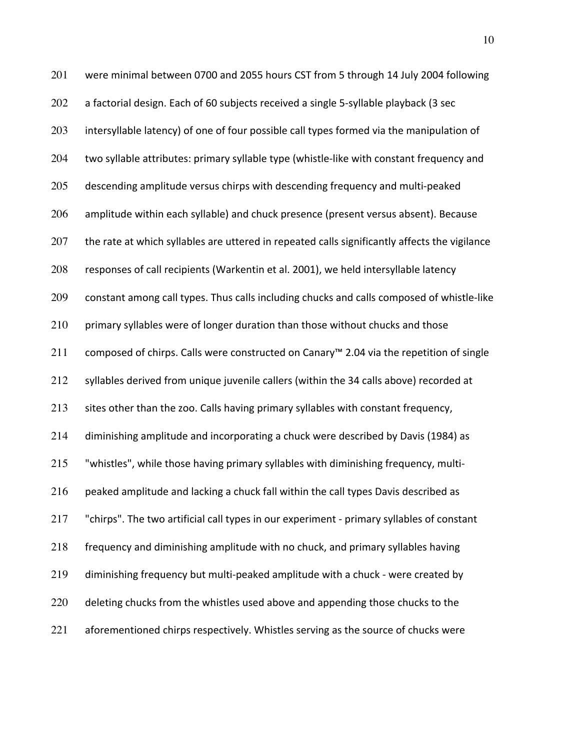were minimal between 0700 and 2055 hours CST from 5 through 14 July 2004 following a factorial design. Each of 60 subjects received a single 5-syllable playback (3 sec intersyllable latency) of one of four possible call types formed via the manipulation of two syllable attributes: primary syllable type (whistle-like with constant frequency and descending amplitude versus chirps with descending frequency and multi-peaked amplitude within each syllable) and chuck presence (present versus absent). Because the rate at which syllables are uttered in repeated calls significantly affects the vigilance responses of call recipients (Warkentin et al. 2001), we held intersyllable latency constant among call types. Thus calls including chucks and calls composed of whistle-like primary syllables were of longer duration than those without chucks and those composed of chirps. Calls were constructed on Canary™ 2.04 via the repetition of single syllables derived from unique juvenile callers (within the 34 calls above) recorded at sites other than the zoo. Calls having primary syllables with constant frequency, diminishing amplitude and incorporating a chuck were described by Davis (1984) as "whistles", while those having primary syllables with diminishing frequency, multi-peaked amplitude and lacking a chuck fall within the call types Davis described as "chirps". The two artificial call types in our experiment - primary syllables of constant frequency and diminishing amplitude with no chuck, and primary syllables having diminishing frequency but multi-peaked amplitude with a chuck - were created by deleting chucks from the whistles used above and appending those chucks to the aforementioned chirps respectively. Whistles serving as the source of chucks were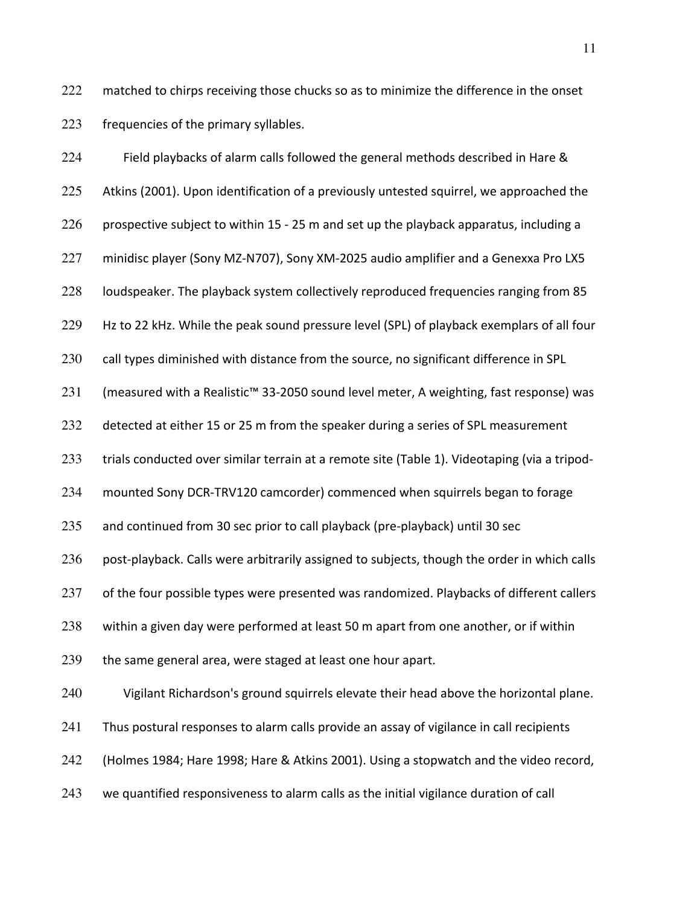matched to chirps receiving those chucks so as to minimize the difference in the onset frequencies of the primary syllables.

Field playbacks of alarm calls followed the general methods described in Hare & Atkins (2001). Upon identification of a previously untested squirrel, we approached the prospective subject to within 15 - 25 m and set up the playback apparatus, including a minidisc player (Sony MZ-N707), Sony XM-2025 audio amplifier and a Genexxa Pro LX5 loudspeaker. The playback system collectively reproduced frequencies ranging from 85 Hz to 22 kHz. While the peak sound pressure level (SPL) of playback exemplars of all four call types diminished with distance from the source, no significant difference in SPL (measured with a Realistic™ 33-2050 sound level meter, A weighting, fast response) was detected at either 15 or 25 m from the speaker during a series of SPL measurement trials conducted over similar terrain at a remote site (Table 1). Videotaping (via a tripod-mounted Sony DCR-TRV120 camcorder) commenced when squirrels began to forage and continued from 30 sec prior to call playback (pre-playback) until 30 sec post-playback. Calls were arbitrarily assigned to subjects, though the order in which calls of the four possible types were presented was randomized. Playbacks of different callers within a given day were performed at least 50 m apart from one another, or if within the same general area, were staged at least one hour apart.

Vigilant Richardson's ground squirrels elevate their head above the horizontal plane. Thus postural responses to alarm calls provide an assay of vigilance in call recipients (Holmes 1984; Hare 1998; Hare & Atkins 2001). Using a stopwatch and the video record, we quantified responsiveness to alarm calls as the initial vigilance duration of call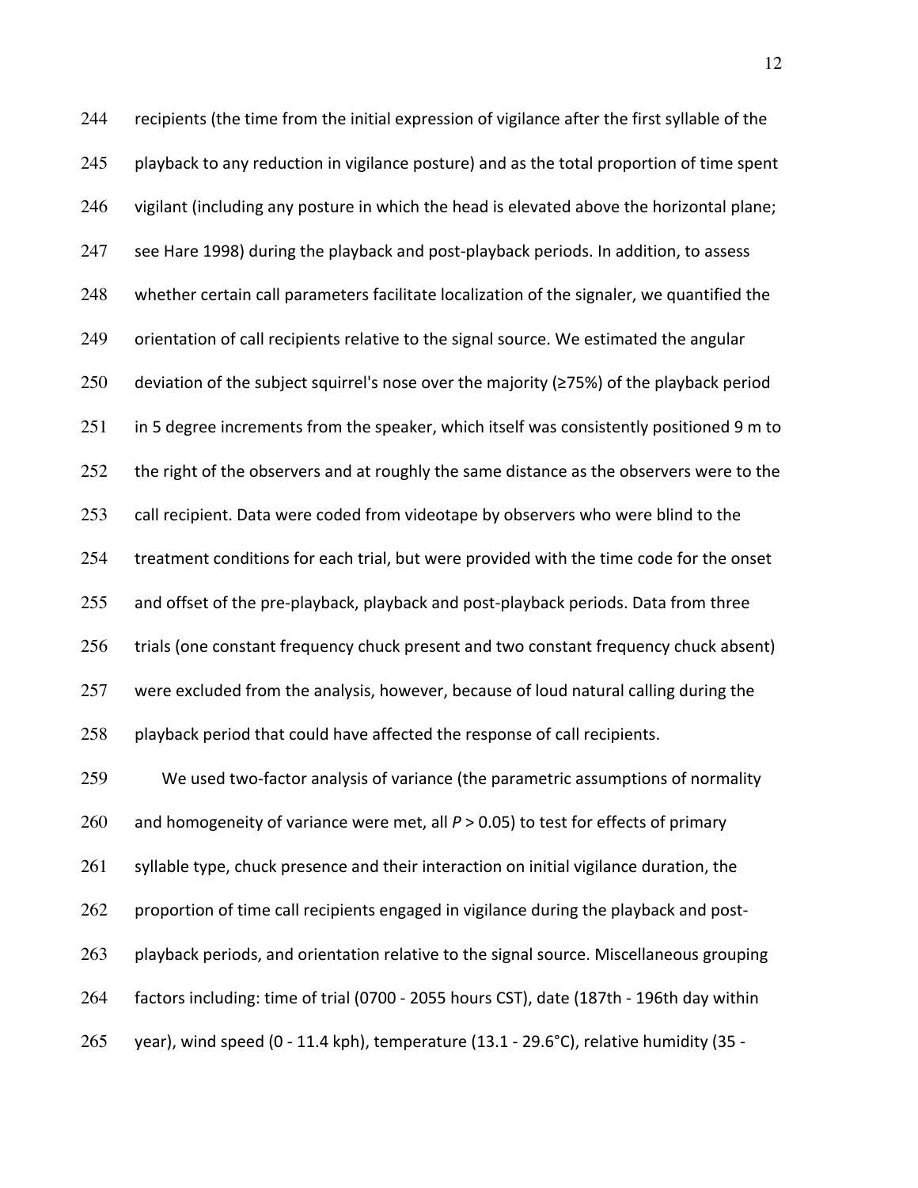recipients (the time from the initial expression of vigilance after the first syllable of the playback to any reduction in vigilance posture) and as the total proportion of time spent vigilant (including any posture in which the head is elevated above the horizontal plane; see Hare 1998) during the playback and post-playback periods. In addition, to assess whether certain call parameters facilitate localization of the signaler, we quantified the orientation of call recipients relative to the signal source. We estimated the angular deviation of the subject squirrel's nose over the majority (≥75%) of the playback period in 5 degree increments from the speaker, which itself was consistently positioned 9 m to the right of the observers and at roughly the same distance as the observers were to the call recipient. Data were coded from videotape by observers who were blind to the treatment conditions for each trial, but were provided with the time code for the onset and offset of the pre-playback, playback and post-playback periods. Data from three trials (one constant frequency chuck present and two constant frequency chuck absent) were excluded from the analysis, however, because of loud natural calling during the playback period that could have affected the response of call recipients.

We used two-factor analysis of variance (the parametric assumptions of normality and homogeneity of variance were met, all $P > 0.05$) to test for effects of primary syllable type, chuck presence and their interaction on initial vigilance duration, the proportion of time call recipients engaged in vigilance during the playback and post-playback periods, and orientation relative to the signal source. Miscellaneous grouping factors including: time of trial (0700 - 2055 hours CST), date (187th - 196th day within year), wind speed (0 - 11.4 kph), temperature (13.1 - 29.6°C), relative humidity (35 -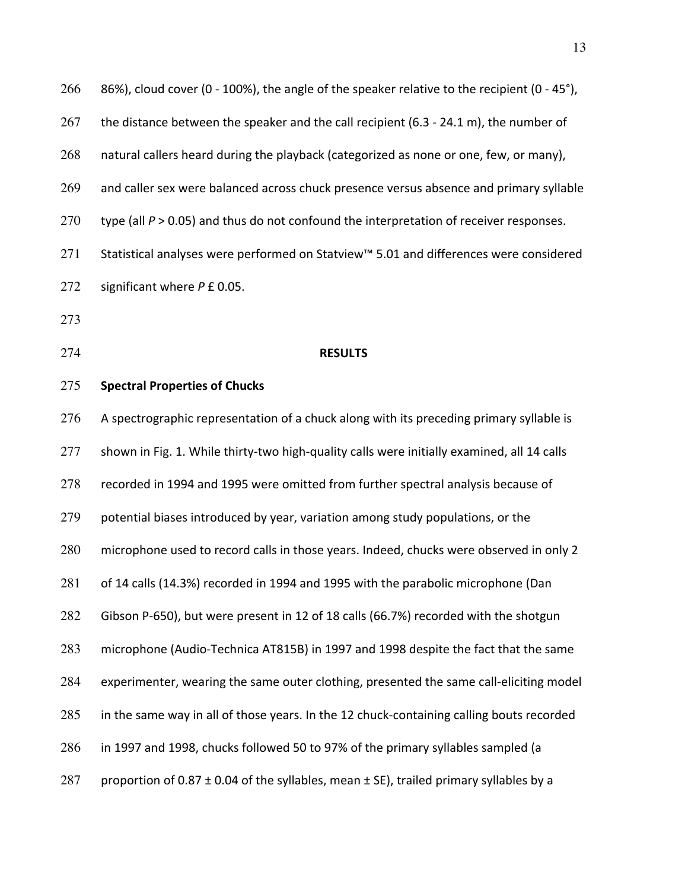86%), cloud cover (0 - 100%), the angle of the speaker relative to the recipient (0 - 45°), the distance between the speaker and the call recipient (6.3 - 24.1 m), the number of natural callers heard during the playback (categorized as none or one, few, or many), and caller sex were balanced across chuck presence versus absence and primary syllable type (all $P > 0.05$) and thus do not confound the interpretation of receiver responses. Statistical analyses were performed on Statview™ 5.01 and differences were considered significant where $P$ £ 0.05.

## RESULTS

### Spectral Properties of Chucks

A spectrographic representation of a chuck along with its preceding primary syllable is shown in Fig. 1. While thirty-two high-quality calls were initially examined, all 14 calls recorded in 1994 and 1995 were omitted from further spectral analysis because of potential biases introduced by year, variation among study populations, or the microphone used to record calls in those years. Indeed, chucks were observed in only 2 of 14 calls (14.3%) recorded in 1994 and 1995 with the parabolic microphone (Dan Gibson P-650), but were present in 12 of 18 calls (66.7%) recorded with the shotgun microphone (Audio-Technica AT815B) in 1997 and 1998 despite the fact that the same experimenter, wearing the same outer clothing, presented the same call-eliciting model in the same way in all of those years. In the 12 chuck-containing calling bouts recorded in 1997 and 1998, chucks followed 50 to 97% of the primary syllables sampled (a proportion of 0.87 ± 0.04 of the syllables, mean ± SE), trailed primary syllables by a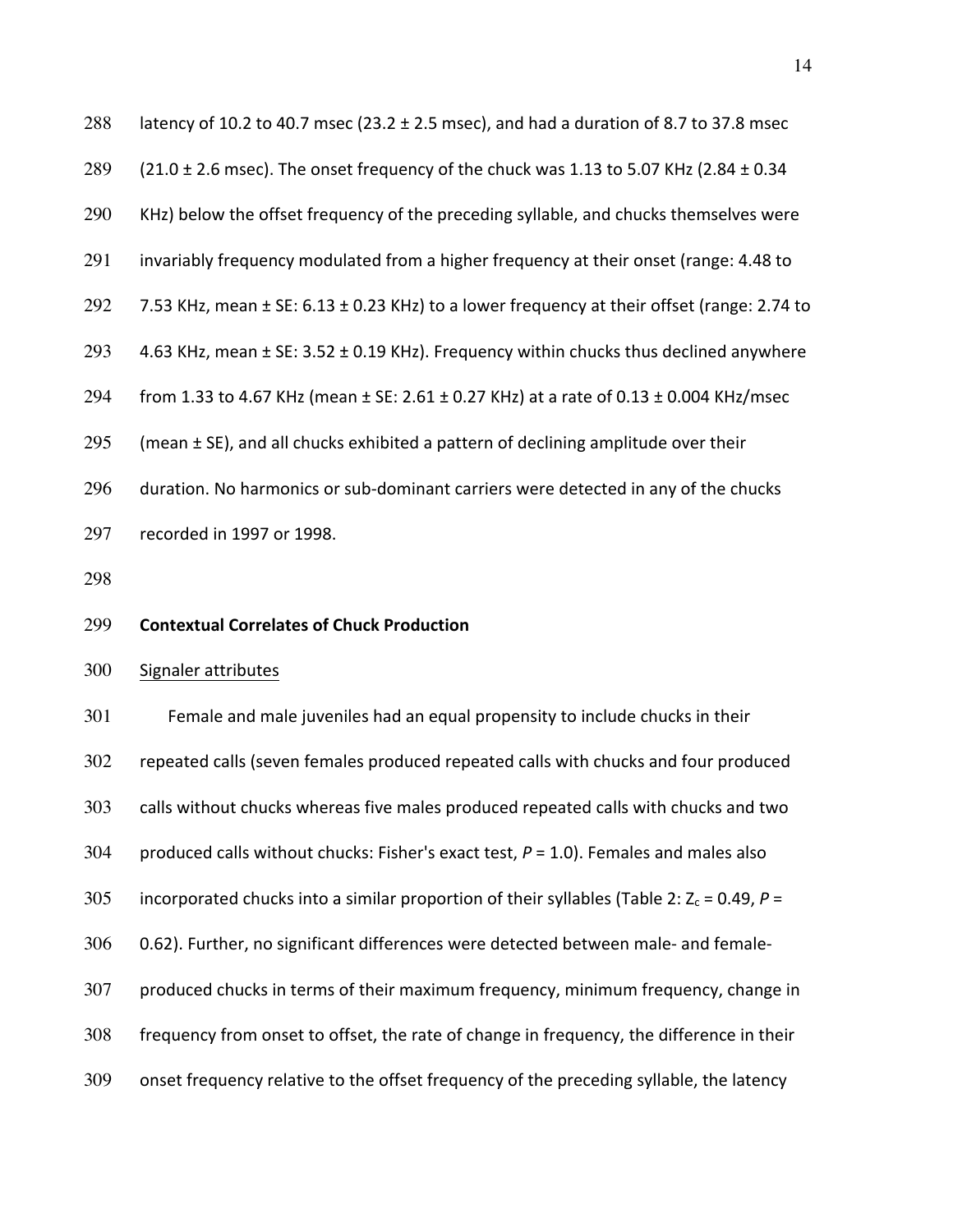latency of 10.2 to 40.7 msec (23.2 ± 2.5 msec), and had a duration of 8.7 to 37.8 msec (21.0 ± 2.6 msec). The onset frequency of the chuck was 1.13 to 5.07 KHz (2.84 ± 0.34 KHz) below the offset frequency of the preceding syllable, and chucks themselves were invariably frequency modulated from a higher frequency at their onset (range: 4.48 to 7.53 KHz, mean ± SE: 6.13 ± 0.23 KHz) to a lower frequency at their offset (range: 2.74 to 4.63 KHz, mean ± SE: 3.52 ± 0.19 KHz). Frequency within chucks thus declined anywhere from 1.33 to 4.67 KHz (mean ± SE: 2.61 ± 0.27 KHz) at a rate of 0.13 ± 0.004 KHz/msec (mean ± SE), and all chucks exhibited a pattern of declining amplitude over their duration. No harmonics or sub-dominant carriers were detected in any of the chucks recorded in 1997 or 1998.

**Contextual Correlates of Chuck Production**

Signaler attributes

Female and male juveniles had an equal propensity to include chucks in their repeated calls (seven females produced repeated calls with chucks and four produced calls without chucks whereas five males produced repeated calls with chucks and two produced calls without chucks: Fisher's exact test, $P = 1.0$). Females and males also incorporated chucks into a similar proportion of their syllables (Table 2: $Z_c = 0.49$, $P = 0.62$). Further, no significant differences were detected between male- and female-produced chucks in terms of their maximum frequency, minimum frequency, change in frequency from onset to offset, the rate of change in frequency, the difference in their onset frequency relative to the offset frequency of the preceding syllable, the latency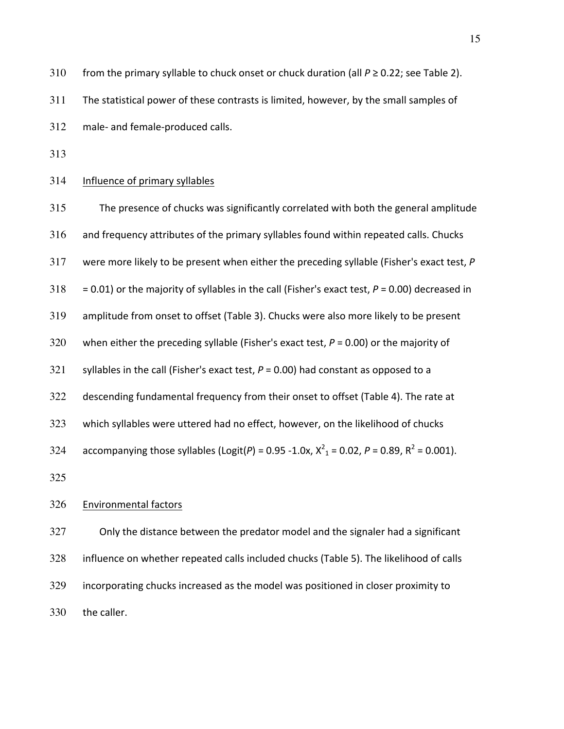from the primary syllable to chuck onset or chuck duration (all $P \geq 0.22$; see Table 2). The statistical power of these contrasts is limited, however, by the small samples of male- and female-produced calls.

### Influence of primary syllables

The presence of chucks was significantly correlated with both the general amplitude and frequency attributes of the primary syllables found within repeated calls. Chucks were more likely to be present when either the preceding syllable (Fisher's exact test, $P = 0.01$) or the majority of syllables in the call (Fisher's exact test, $P = 0.00$) decreased in amplitude from onset to offset (Table 3). Chucks were also more likely to be present when either the preceding syllable (Fisher's exact test, $P = 0.00$) or the majority of syllables in the call (Fisher's exact test, $P = 0.00$) had constant as opposed to a descending fundamental frequency from their onset to offset (Table 4). The rate at which syllables were uttered had no effect, however, on the likelihood of chucks accompanying those syllables ($\text{Logit}(P) = 0.95 - 1.0x$, $X^2_1 = 0.02$, $P = 0.89$, $R^2 = 0.001$).

### Environmental factors

Only the distance between the predator model and the signaler had a significant influence on whether repeated calls included chucks (Table 5). The likelihood of calls incorporating chucks increased as the model was positioned in closer proximity to the caller.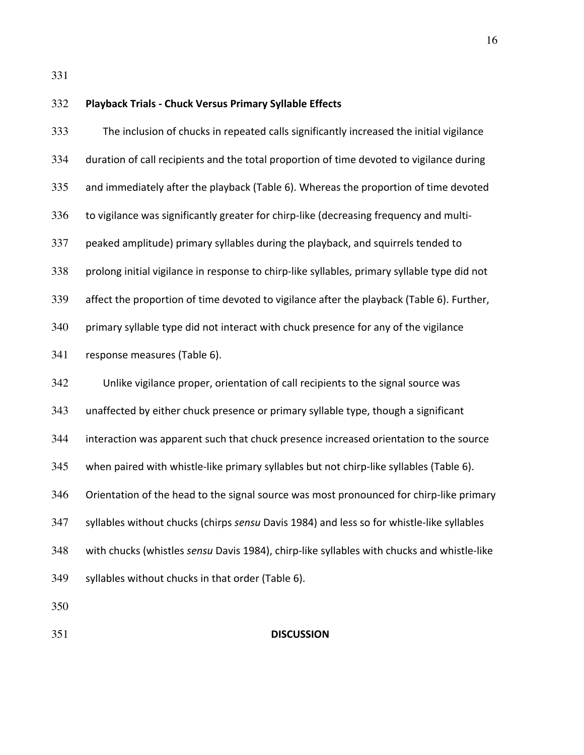**Playback Trials - Chuck Versus Primary Syllable Effects**

The inclusion of chucks in repeated calls significantly increased the initial vigilance duration of call recipients and the total proportion of time devoted to vigilance during and immediately after the playback (Table 6). Whereas the proportion of time devoted to vigilance was significantly greater for chirp-like (decreasing frequency and multi-peaked amplitude) primary syllables during the playback, and squirrels tended to prolong initial vigilance in response to chirp-like syllables, primary syllable type did not affect the proportion of time devoted to vigilance after the playback (Table 6). Further, primary syllable type did not interact with chuck presence for any of the vigilance response measures (Table 6).

Unlike vigilance proper, orientation of call recipients to the signal source was unaffected by either chuck presence or primary syllable type, though a significant interaction was apparent such that chuck presence increased orientation to the source when paired with whistle-like primary syllables but not chirp-like syllables (Table 6). Orientation of the head to the signal source was most pronounced for chirp-like primary syllables without chucks (chirps *sensu* Davis 1984) and less so for whistle-like syllables with chucks (whistles *sensu* Davis 1984), chirp-like syllables with chucks and whistle-like syllables without chucks in that order (Table 6).

## DISCUSSION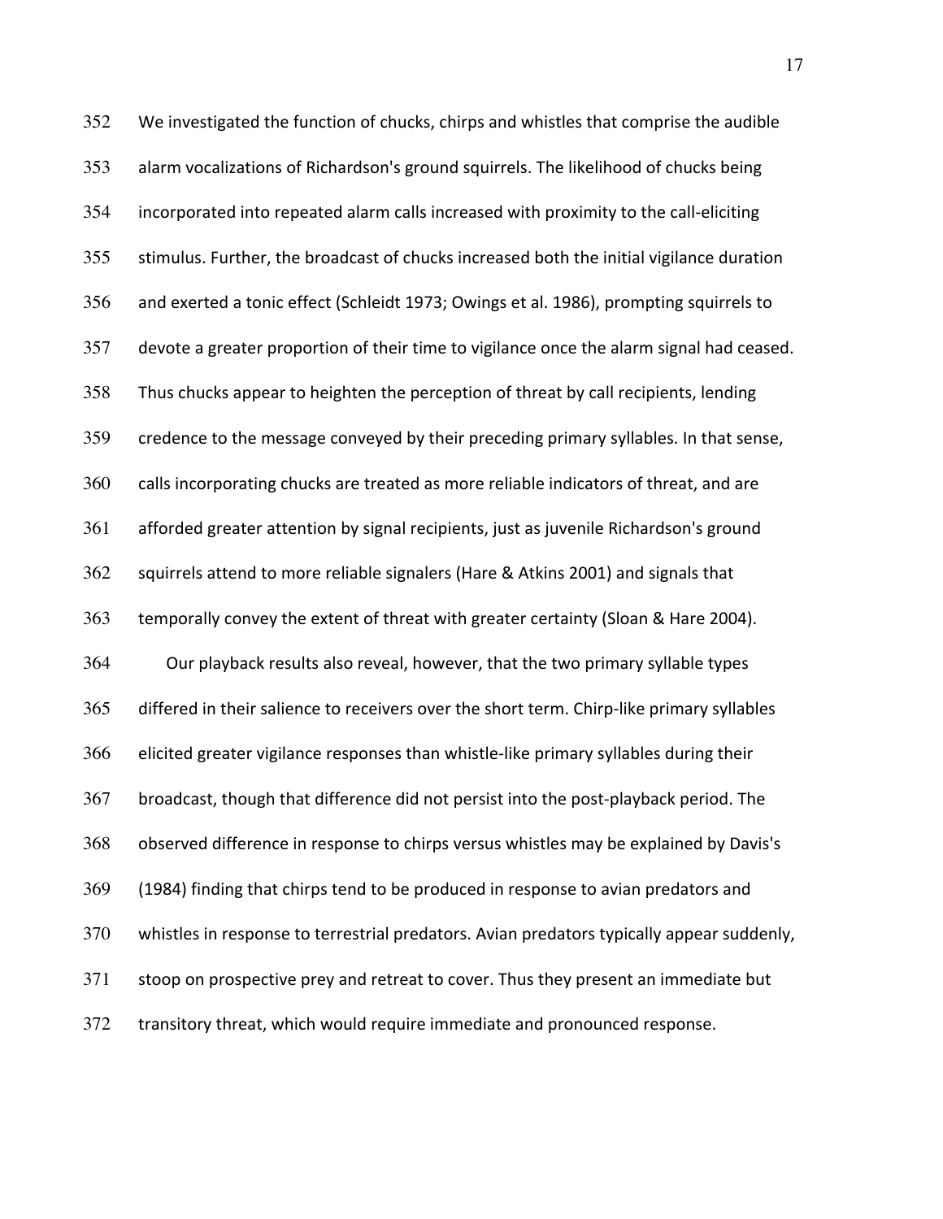We investigated the function of chucks, chirps and whistles that comprise the audible alarm vocalizations of Richardson's ground squirrels. The likelihood of chucks being incorporated into repeated alarm calls increased with proximity to the call-eliciting stimulus. Further, the broadcast of chucks increased both the initial vigilance duration and exerted a tonic effect (Schleidt 1973; Owings et al. 1986), prompting squirrels to devote a greater proportion of their time to vigilance once the alarm signal had ceased. Thus chucks appear to heighten the perception of threat by call recipients, lending credence to the message conveyed by their preceding primary syllables. In that sense, calls incorporating chucks are treated as more reliable indicators of threat, and are afforded greater attention by signal recipients, just as juvenile Richardson's ground squirrels attend to more reliable signalers (Hare & Atkins 2001) and signals that temporally convey the extent of threat with greater certainty (Sloan & Hare 2004).

Our playback results also reveal, however, that the two primary syllable types differed in their salience to receivers over the short term. Chirp-like primary syllables elicited greater vigilance responses than whistle-like primary syllables during their broadcast, though that difference did not persist into the post-playback period. The observed difference in response to chirps versus whistles may be explained by Davis's (1984) finding that chirps tend to be produced in response to avian predators and whistles in response to terrestrial predators. Avian predators typically appear suddenly, stoop on prospective prey and retreat to cover. Thus they present an immediate but transitory threat, which would require immediate and pronounced response.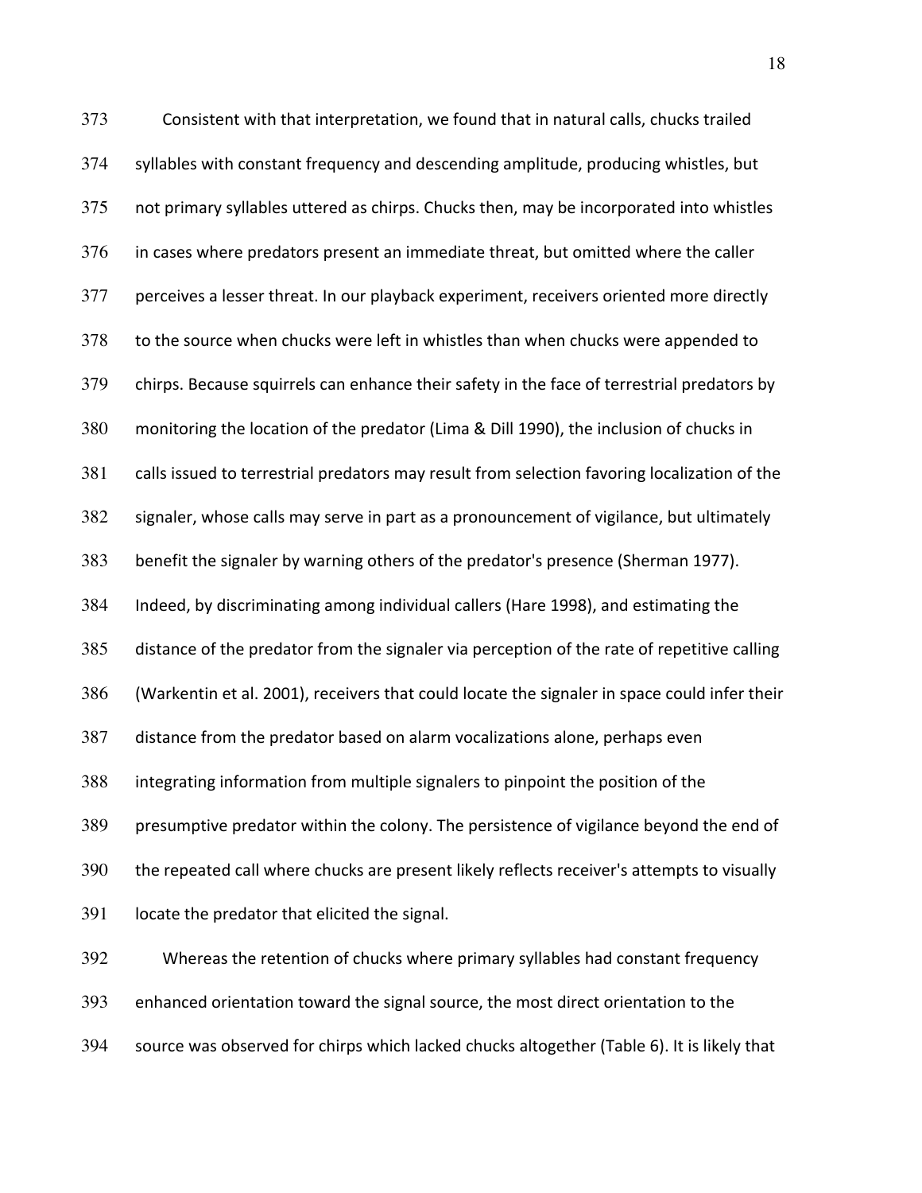Consistent with that interpretation, we found that in natural calls, chucks trailed syllables with constant frequency and descending amplitude, producing whistles, but not primary syllables uttered as chirps. Chucks then, may be incorporated into whistles in cases where predators present an immediate threat, but omitted where the caller perceives a lesser threat. In our playback experiment, receivers oriented more directly to the source when chucks were left in whistles than when chucks were appended to chirps. Because squirrels can enhance their safety in the face of terrestrial predators by monitoring the location of the predator (Lima & Dill 1990), the inclusion of chucks in calls issued to terrestrial predators may result from selection favoring localization of the signaler, whose calls may serve in part as a pronouncement of vigilance, but ultimately benefit the signaler by warning others of the predator's presence (Sherman 1977). Indeed, by discriminating among individual callers (Hare 1998), and estimating the distance of the predator from the signaler via perception of the rate of repetitive calling (Warkentin et al. 2001), receivers that could locate the signaler in space could infer their distance from the predator based on alarm vocalizations alone, perhaps even integrating information from multiple signalers to pinpoint the position of the presumptive predator within the colony. The persistence of vigilance beyond the end of the repeated call where chucks are present likely reflects receiver's attempts to visually locate the predator that elicited the signal.

Whereas the retention of chucks where primary syllables had constant frequency enhanced orientation toward the signal source, the most direct orientation to the source was observed for chirps which lacked chucks altogether (Table 6). It is likely that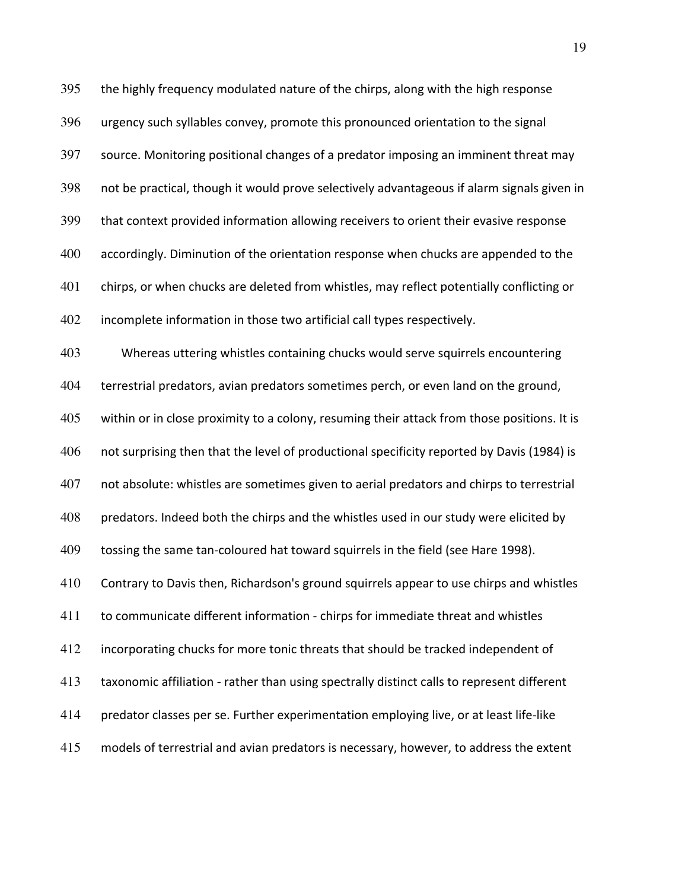the highly frequency modulated nature of the chirps, along with the high response urgency such syllables convey, promote this pronounced orientation to the signal source. Monitoring positional changes of a predator imposing an imminent threat may not be practical, though it would prove selectively advantageous if alarm signals given in that context provided information allowing receivers to orient their evasive response accordingly. Diminution of the orientation response when chucks are appended to the chirps, or when chucks are deleted from whistles, may reflect potentially conflicting or incomplete information in those two artificial call types respectively.

Whereas uttering whistles containing chucks would serve squirrels encountering terrestrial predators, avian predators sometimes perch, or even land on the ground, within or in close proximity to a colony, resuming their attack from those positions. It is not surprising then that the level of productional specificity reported by Davis (1984) is not absolute: whistles are sometimes given to aerial predators and chirps to terrestrial predators. Indeed both the chirps and the whistles used in our study were elicited by tossing the same tan-coloured hat toward squirrels in the field (see Hare 1998). Contrary to Davis then, Richardson's ground squirrels appear to use chirps and whistles to communicate different information - chirps for immediate threat and whistles incorporating chucks for more tonic threats that should be tracked independent of taxonomic affiliation - rather than using spectrally distinct calls to represent different predator classes per se. Further experimentation employing live, or at least life-like models of terrestrial and avian predators is necessary, however, to address the extent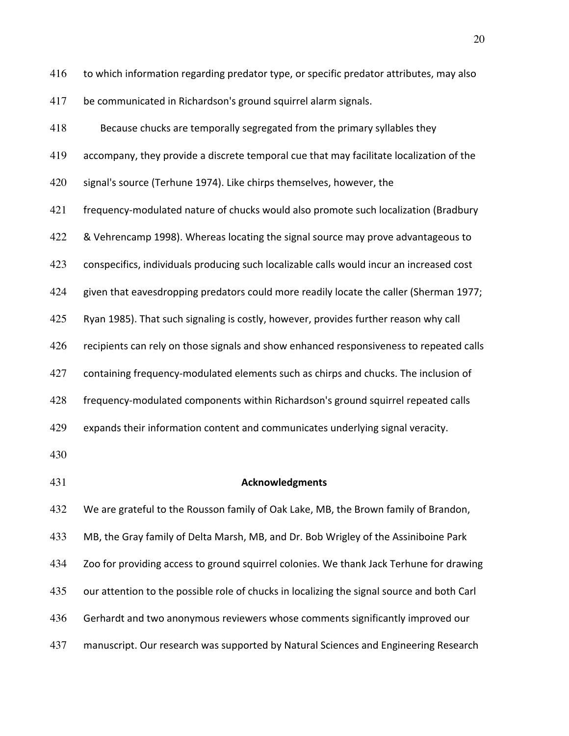to which information regarding predator type, or specific predator attributes, may also be communicated in Richardson's ground squirrel alarm signals.

Because chucks are temporally segregated from the primary syllables they accompany, they provide a discrete temporal cue that may facilitate localization of the signal's source (Terhune 1974). Like chirps themselves, however, the frequency-modulated nature of chucks would also promote such localization (Bradbury & Vehrencamp 1998). Whereas locating the signal source may prove advantageous to conspecifics, individuals producing such localizable calls would incur an increased cost given that eavesdropping predators could more readily locate the caller (Sherman 1977; Ryan 1985). That such signaling is costly, however, provides further reason why call recipients can rely on those signals and show enhanced responsiveness to repeated calls containing frequency-modulated elements such as chirps and chucks. The inclusion of frequency-modulated components within Richardson's ground squirrel repeated calls expands their information content and communicates underlying signal veracity.

## Acknowledgments

We are grateful to the Rousson family of Oak Lake, MB, the Brown family of Brandon, MB, the Gray family of Delta Marsh, MB, and Dr. Bob Wrigley of the Assiniboine Park Zoo for providing access to ground squirrel colonies. We thank Jack Terhune for drawing our attention to the possible role of chucks in localizing the signal source and both Carl Gerhardt and two anonymous reviewers whose comments significantly improved our manuscript. Our research was supported by Natural Sciences and Engineering Research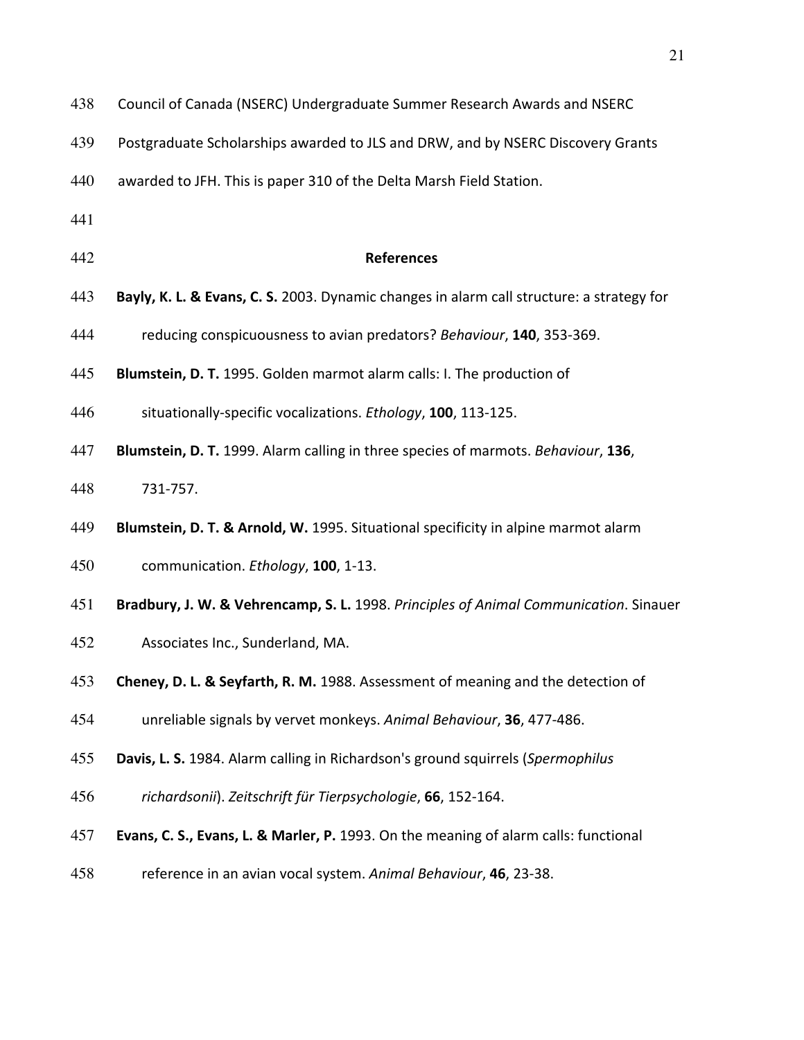Council of Canada (NSERC) Undergraduate Summer Research Awards and NSERC Postgraduate Scholarships awarded to JLS and DRW, and by NSERC Discovery Grants awarded to JFH. This is paper 310 of the Delta Marsh Field Station.

## References

**Bayly, K. L. & Evans, C. S.** 2003. Dynamic changes in alarm call structure: a strategy for reducing conspicuousness to avian predators? *Behaviour*, **140**, 353-369.

**Blumstein, D. T.** 1995. Golden marmot alarm calls: I. The production of situationally-specific vocalizations. *Ethology*, **100**, 113-125.

**Blumstein, D. T.** 1999. Alarm calling in three species of marmots. *Behaviour*, **136**, 731-757.

**Blumstein, D. T. & Arnold, W.** 1995. Situational specificity in alpine marmot alarm communication. *Ethology*, **100**, 1-13.

**Bradbury, J. W. & Vehrencamp, S. L.** 1998. *Principles of Animal Communication*. Sinauer Associates Inc., Sunderland, MA.

**Cheney, D. L. & Seyfarth, R. M.** 1988. Assessment of meaning and the detection of unreliable signals by vervet monkeys. *Animal Behaviour*, **36**, 477-486.

**Davis, L. S.** 1984. Alarm calling in Richardson's ground squirrels (*Spermophilus richardsonii*). *Zeitschrift für Tierpsychologie*, **66**, 152-164.

**Evans, C. S., Evans, L. & Marler, P.** 1993. On the meaning of alarm calls: functional reference in an avian vocal system. *Animal Behaviour*, **46**, 23-38.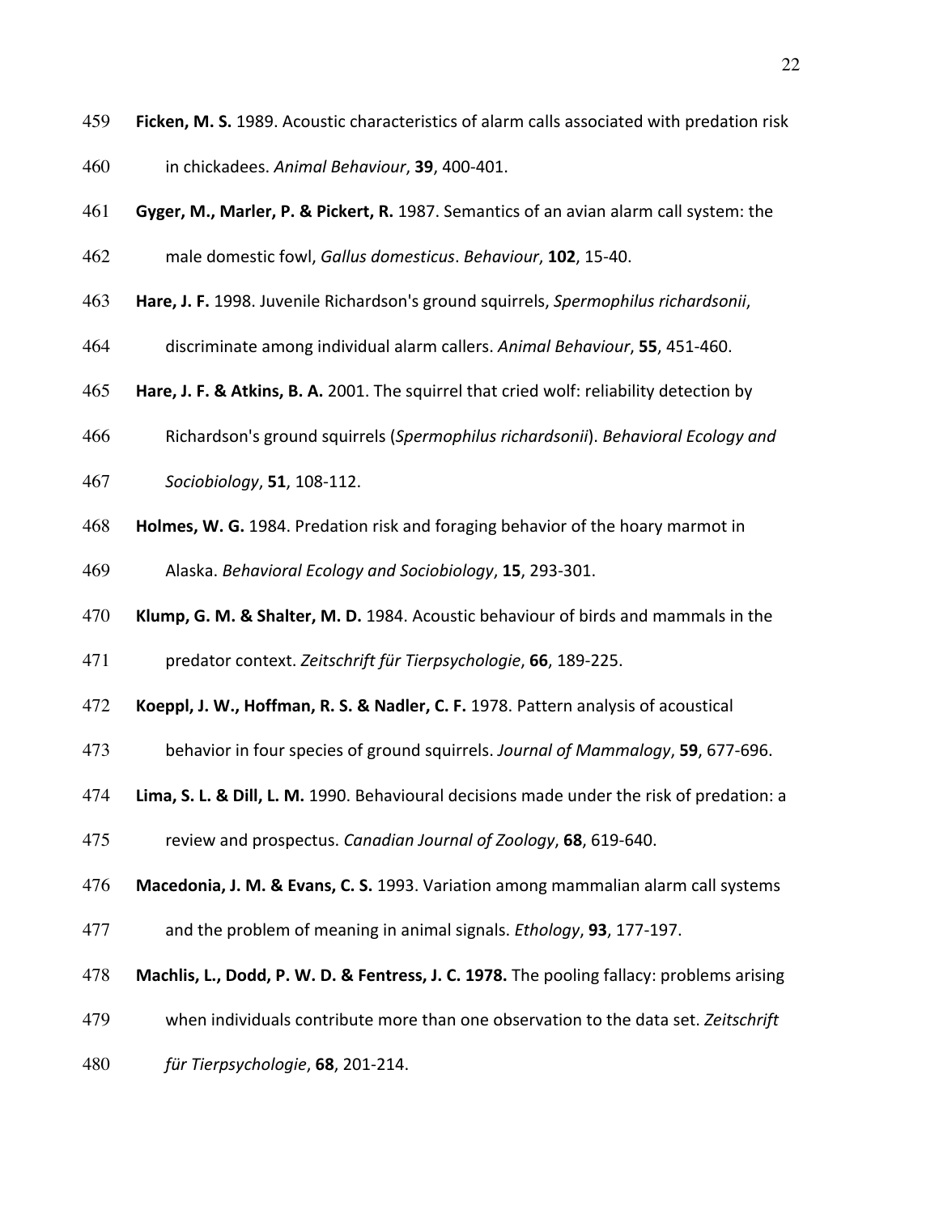**Ficken, M. S.** 1989. Acoustic characteristics of alarm calls associated with predation risk in chickadees. *Animal Behaviour*, **39**, 400-401.

**Gyger, M., Marler, P. & Pickert, R.** 1987. Semantics of an avian alarm call system: the male domestic fowl, *Gallus domesticus*. *Behaviour*, **102**, 15-40.

**Hare, J. F.** 1998. Juvenile Richardson's ground squirrels, *Spermophilus richardsonii*, discriminate among individual alarm callers. *Animal Behaviour*, **55**, 451-460.

**Hare, J. F. & Atkins, B. A.** 2001. The squirrel that cried wolf: reliability detection by Richardson's ground squirrels (*Spermophilus richardsonii*). *Behavioral Ecology and Sociobiology*, **51**, 108-112.

**Holmes, W. G.** 1984. Predation risk and foraging behavior of the hoary marmot in Alaska. *Behavioral Ecology and Sociobiology*, **15**, 293-301.

**Klump, G. M. & Shalter, M. D.** 1984. Acoustic behaviour of birds and mammals in the predator context. *Zeitschrift für Tierpsychologie*, **66**, 189-225.

**Koeppl, J. W., Hoffman, R. S. & Nadler, C. F.** 1978. Pattern analysis of acoustical behavior in four species of ground squirrels. *Journal of Mammalogy*, **59**, 677-696.

**Lima, S. L. & Dill, L. M.** 1990. Behavioural decisions made under the risk of predation: a review and prospectus. *Canadian Journal of Zoology*, **68**, 619-640.

**Macedonia, J. M. & Evans, C. S.** 1993. Variation among mammalian alarm call systems and the problem of meaning in animal signals. *Ethology*, **93**, 177-197.

**Machlis, L., Dodd, P. W. D. & Fentress, J. C. 1978.** The pooling fallacy: problems arising when individuals contribute more than one observation to the data set. *Zeitschrift für Tierpsychologie*, **68**, 201-214.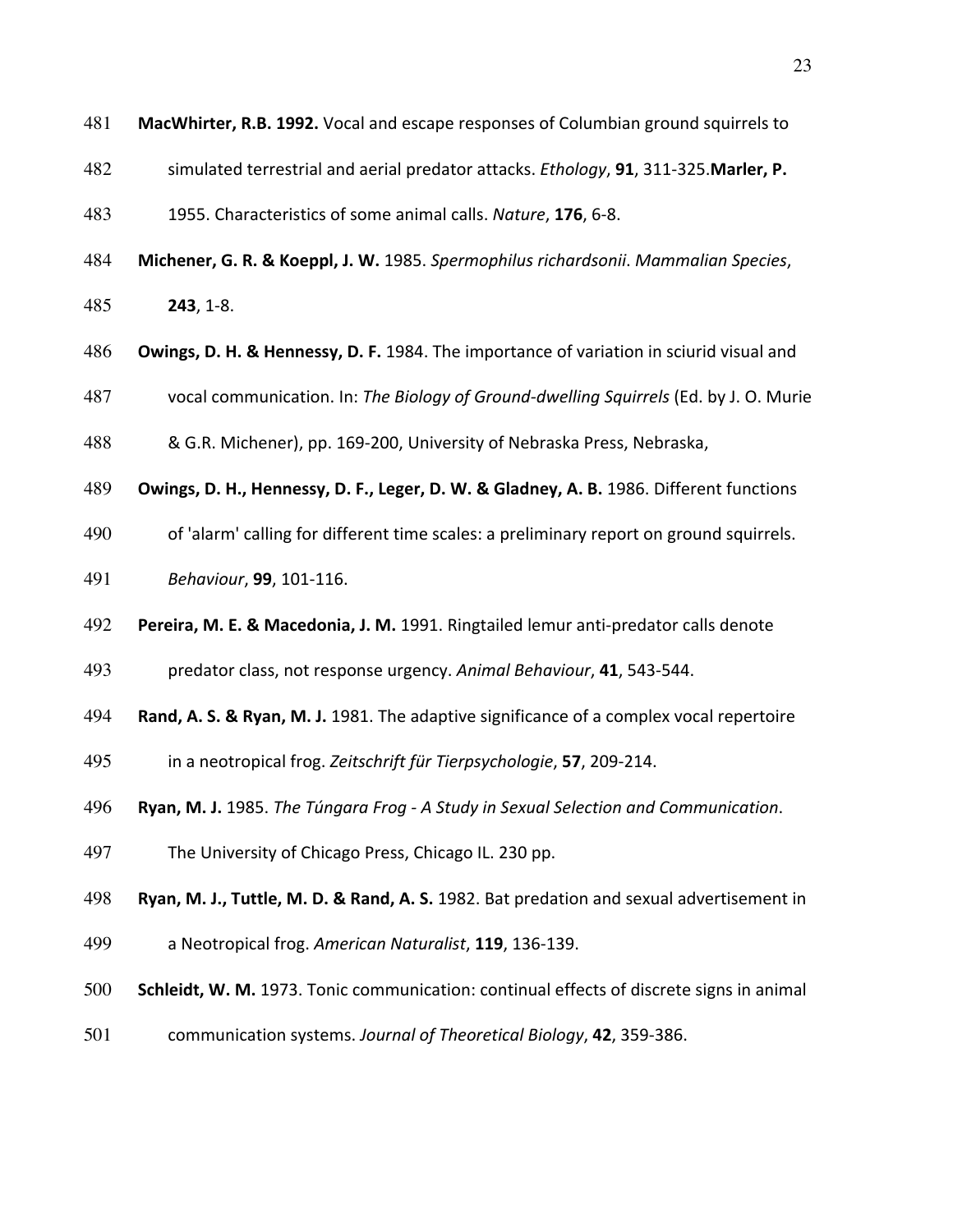**MacWhirter, R.B. 1992.** Vocal and escape responses of Columbian ground squirrels to simulated terrestrial and aerial predator attacks. *Ethology*, **91**, 311-325.**Marler, P.** 1955. Characteristics of some animal calls. *Nature*, **176**, 6-8.

**Michener, G. R. & Koeppl, J. W.** 1985. *Spermophilus richardsonii*. *Mammalian Species*, **243**, 1-8.

**Owings, D. H. & Hennessy, D. F.** 1984. The importance of variation in sciurid visual and vocal communication. In: *The Biology of Ground-dwelling Squirrels* (Ed. by J. O. Murie & G.R. Michener), pp. 169-200, University of Nebraska Press, Nebraska,

**Owings, D. H., Hennessy, D. F., Leger, D. W. & Gladney, A. B.** 1986. Different functions of 'alarm' calling for different time scales: a preliminary report on ground squirrels. *Behaviour*, **99**, 101-116.

**Pereira, M. E. & Macedonia, J. M.** 1991. Ringtailed lemur anti-predator calls denote predator class, not response urgency. *Animal Behaviour*, **41**, 543-544.

**Rand, A. S. & Ryan, M. J.** 1981. The adaptive significance of a complex vocal repertoire in a neotropical frog. *Zeitschrift für Tierpsychologie*, **57**, 209-214.

**Ryan, M. J.** 1985. *The Túngara Frog - A Study in Sexual Selection and Communication*. The University of Chicago Press, Chicago IL. 230 pp.

**Ryan, M. J., Tuttle, M. D. & Rand, A. S.** 1982. Bat predation and sexual advertisement in a Neotropical frog. *American Naturalist*, **119**, 136-139.

**Schleidt, W. M.** 1973. Tonic communication: continual effects of discrete signs in animal communication systems. *Journal of Theoretical Biology*, **42**, 359-386.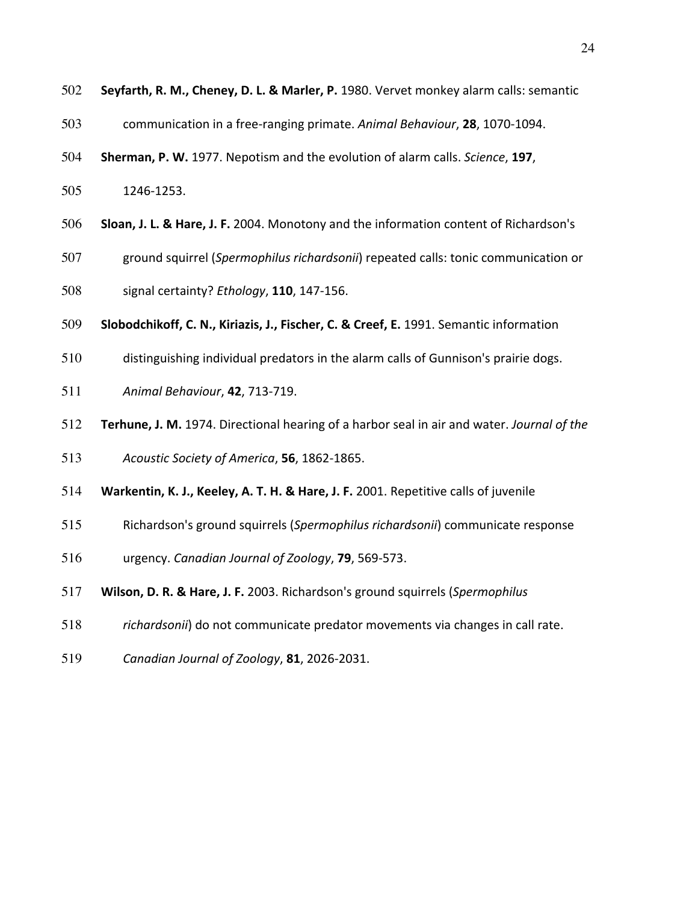**Seyfarth, R. M., Cheney, D. L. & Marler, P.** 1980. Vervet monkey alarm calls: semantic communication in a free-ranging primate. *Animal Behaviour*, **28**, 1070-1094.

**Sherman, P. W.** 1977. Nepotism and the evolution of alarm calls. *Science*, **197**, 1246-1253.

**Sloan, J. L. & Hare, J. F.** 2004. Monotony and the information content of Richardson's ground squirrel (*Spermophilus richardsonii*) repeated calls: tonic communication or signal certainty? *Ethology*, **110**, 147-156.

**Slobodchikoff, C. N., Kiriazis, J., Fischer, C. & Creef, E.** 1991. Semantic information distinguishing individual predators in the alarm calls of Gunnison's prairie dogs. *Animal Behaviour*, **42**, 713-719.

**Terhune, J. M.** 1974. Directional hearing of a harbor seal in air and water. *Journal of the Acoustic Society of America*, **56**, 1862-1865.

**Warkentin, K. J., Keeley, A. T. H. & Hare, J. F.** 2001. Repetitive calls of juvenile Richardson's ground squirrels (*Spermophilus richardsonii*) communicate response urgency. *Canadian Journal of Zoology*, **79**, 569-573.

**Wilson, D. R. & Hare, J. F.** 2003. Richardson's ground squirrels (*Spermophilus richardsonii*) do not communicate predator movements via changes in call rate. *Canadian Journal of Zoology*, **81**, 2026-2031.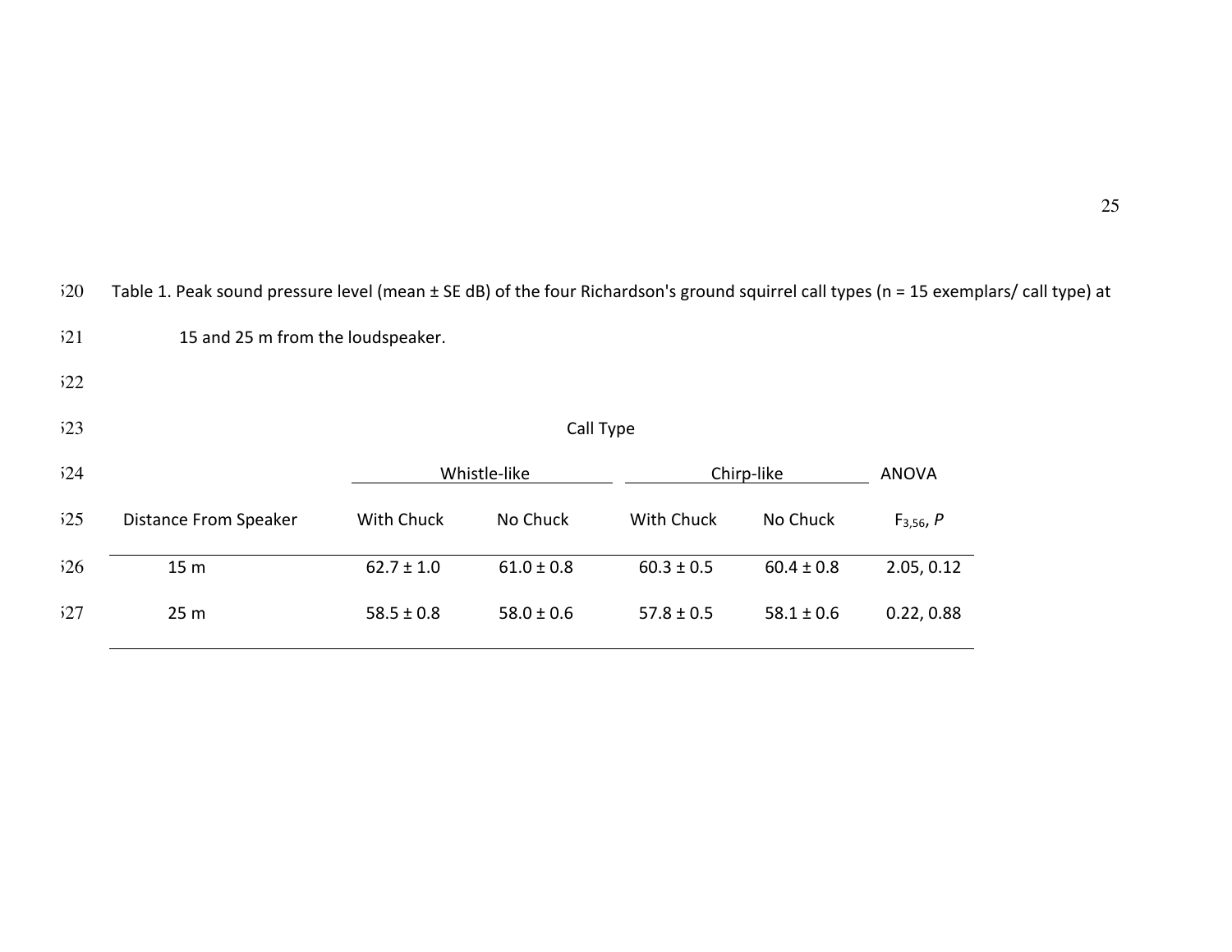Table 1. Peak sound pressure level (mean ± SE dB) of the four Richardson's ground squirrel call types (n = 15 exemplars/ call type) at 15 and 25 m from the loudspeaker.

| | Call Type | | | | |
|---|---|---|---|---|---|
| | Whistle-like | | Chirp-like | | ANOVA |
| Distance From Speaker | With Chuck | No Chuck | With Chuck | No Chuck | $F_{3,56}$, *P* |
| 15 m | 62.7 ± 1.0 | 61.0 ± 0.8 | 60.3 ± 0.5 | 60.4 ± 0.8 | 2.05, 0.12 |
| 25 m | 58.5 ± 0.8 | 58.0 ± 0.6 | 57.8 ± 0.5 | 58.1 ± 0.6 | 0.22, 0.88 |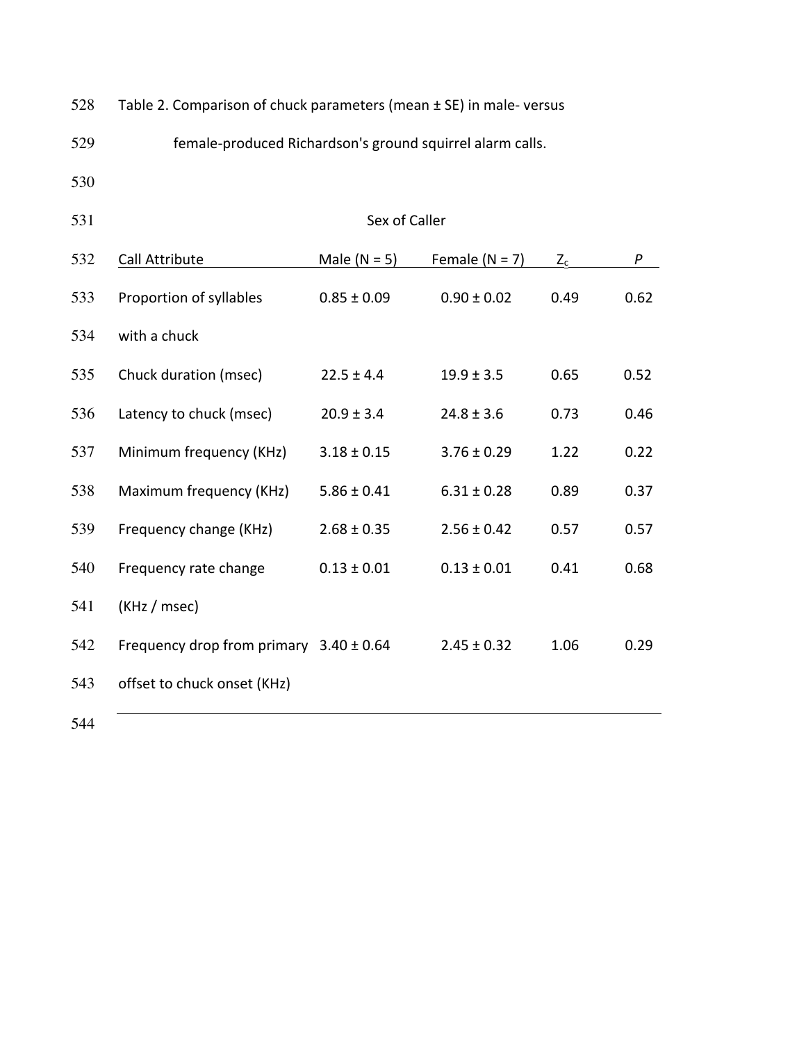Table 2. Comparison of chuck parameters (mean ± SE) in male- versus female-produced Richardson's ground squirrel alarm calls.

| | Sex of Caller | | | |
|---|---|---|---|---|
| Call Attribute | Male (N = 5) | Female (N = 7) | $Z_c$ | *P* |
| Proportion of syllables with a chuck | 0.85 ± 0.09 | 0.90 ± 0.02 | 0.49 | 0.62 |
| Chuck duration (msec) | 22.5 ± 4.4 | 19.9 ± 3.5 | 0.65 | 0.52 |
| Latency to chuck (msec) | 20.9 ± 3.4 | 24.8 ± 3.6 | 0.73 | 0.46 |
| Minimum frequency (KHz) | 3.18 ± 0.15 | 3.76 ± 0.29 | 1.22 | 0.22 |
| Maximum frequency (KHz) | 5.86 ± 0.41 | 6.31 ± 0.28 | 0.89 | 0.37 |
| Frequency change (KHz) | 2.68 ± 0.35 | 2.56 ± 0.42 | 0.57 | 0.57 |
| Frequency rate change (KHz / msec) | 0.13 ± 0.01 | 0.13 ± 0.01 | 0.41 | 0.68 |
| Frequency drop from primary offset to chuck onset (KHz) | 3.40 ± 0.64 | 2.45 ± 0.32 | 1.06 | 0.29 |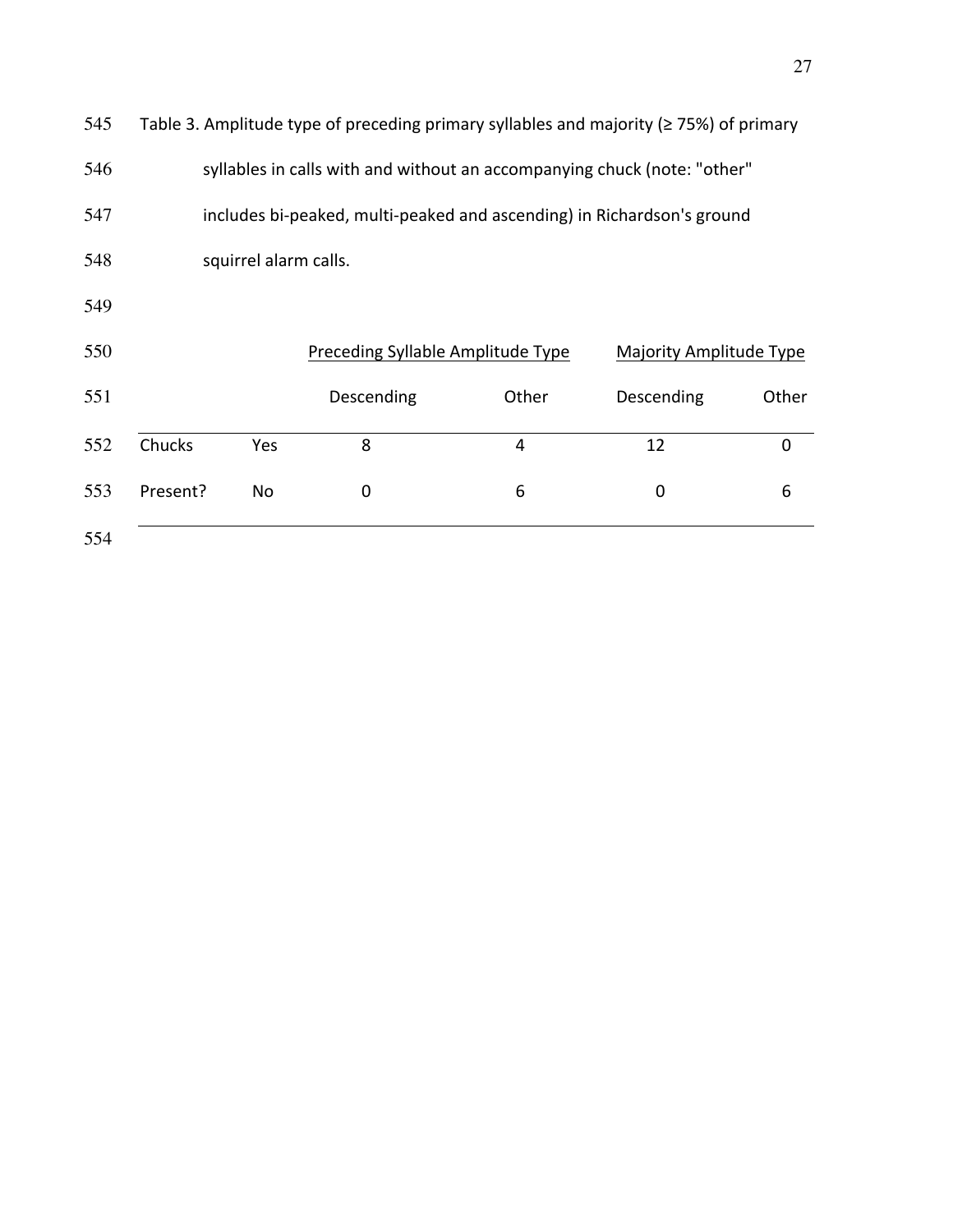Table 3. Amplitude type of preceding primary syllables and majority (≥ 75%) of primary syllables in calls with and without an accompanying chuck (note: "other" includes bi-peaked, multi-peaked and ascending) in Richardson's ground squirrel alarm calls.

| | | Preceding Syllable Amplitude Type | | Majority Amplitude Type | |
|---|---|---|---|---|---|
| | | Descending | Other | Descending | Other |
| Chucks Present? | Yes | 8 | 4 | 12 | 0 |
| | No | 0 | 6 | 0 | 6 |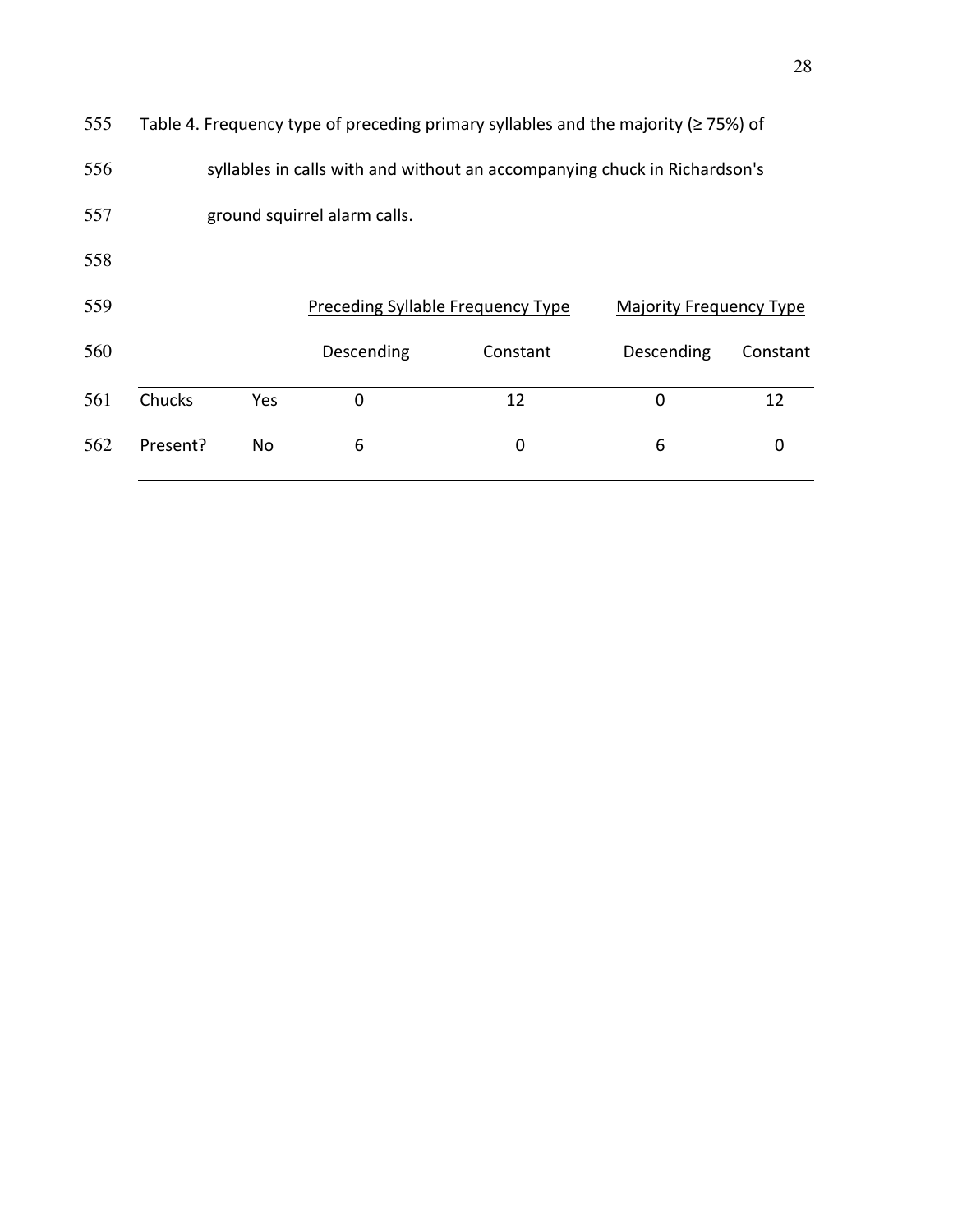Table 4. Frequency type of preceding primary syllables and the majority (≥ 75%) of syllables in calls with and without an accompanying chuck in Richardson's ground squirrel alarm calls.

| | | Preceding Syllable Frequency Type | | Majority Frequency Type | |
|---|---|---|---|---|---|
| | | Descending | Constant | Descending | Constant |
| Chucks Present? | Yes | 0 | 12 | 0 | 12 |
| | No | 6 | 0 | 6 | 0 |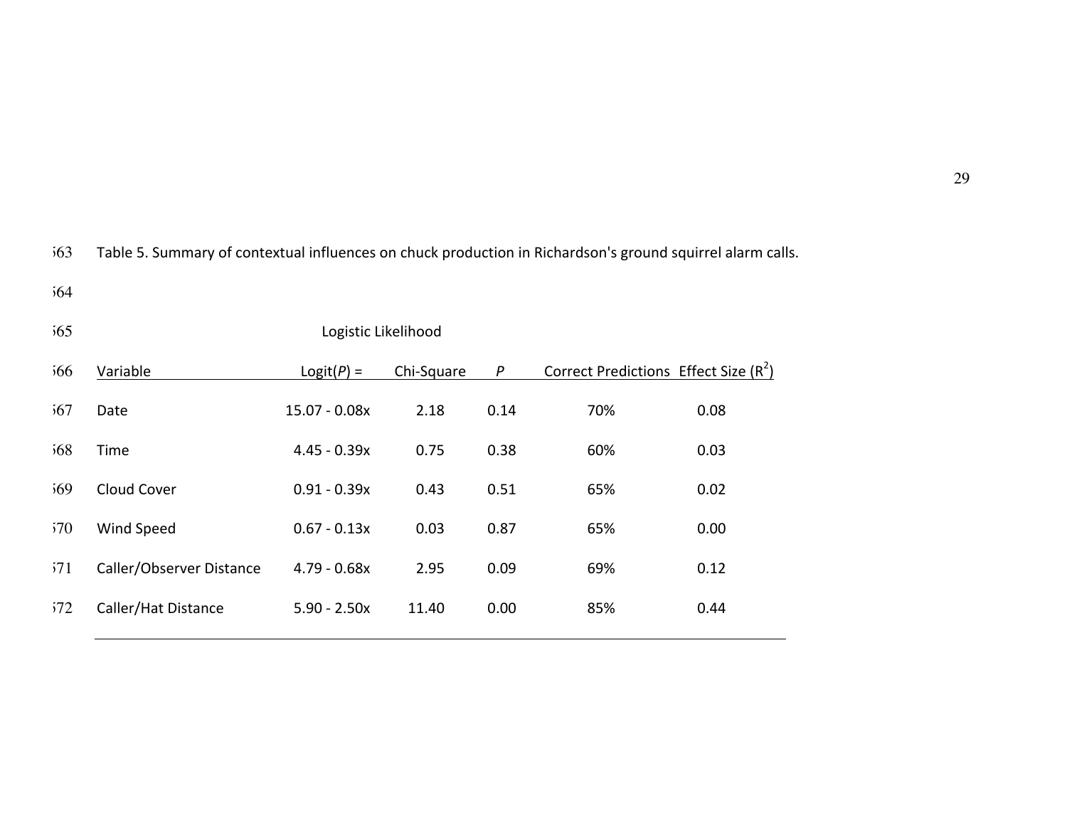Table 5. Summary of contextual influences on chuck production in Richardson's ground squirrel alarm calls.

| Variable | Logistic Likelihood Logit($P$) = | Chi-Square | $P$ | Correct Predictions | Effect Size ($R^2$) |
|---|---|---|---|---|---|
| Date | 15.07 - 0.08x | 2.18 | 0.14 | 70% | 0.08 |
| Time | 4.45 - 0.39x | 0.75 | 0.38 | 60% | 0.03 |
| Cloud Cover | 0.91 - 0.39x | 0.43 | 0.51 | 65% | 0.02 |
| Wind Speed | 0.67 - 0.13x | 0.03 | 0.87 | 65% | 0.00 |
| Caller/Observer Distance | 4.79 - 0.68x | 2.95 | 0.09 | 69% | 0.12 |
| Caller/Hat Distance | 5.90 - 2.50x | 11.40 | 0.00 | 85% | 0.44 |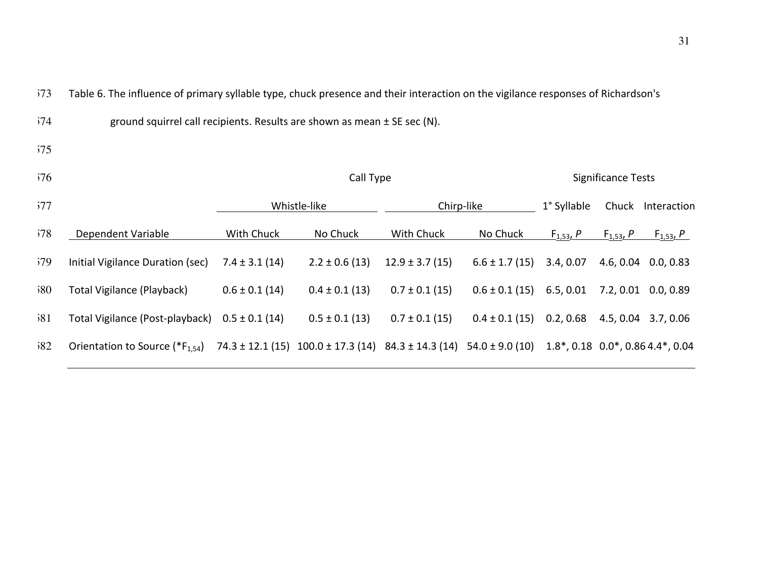Table 6. The influence of primary syllable type, chuck presence and their interaction on the vigilance responses of Richardson's ground squirrel call recipients. Results are shown as mean ± SE sec (N).

| | Call Type | | | | Significance Tests | | |
|---|---|---|---|---|---|---|---|
| | Whistle-like | | Chirp-like | | 1° Syllable | Chuck | Interaction |
| Dependent Variable | With Chuck | No Chuck | With Chuck | No Chuck | $F_{1,53}$, *P* | $F_{1,53}$, *P* | $F_{1,53}$, *P* |
| Initial Vigilance Duration (sec) | 7.4 ± 3.1 (14) | 2.2 ± 0.6 (13) | 12.9 ± 3.7 (15) | 6.6 ± 1.7 (15) | 3.4, 0.07 | 4.6, 0.04 | 0.0, 0.83 |
| Total Vigilance (Playback) | 0.6 ± 0.1 (14) | 0.4 ± 0.1 (13) | 0.7 ± 0.1 (15) | 0.6 ± 0.1 (15) | 6.5, 0.01 | 7.2, 0.01 | 0.0, 0.89 |
| Total Vigilance (Post-playback) | 0.5 ± 0.1 (14) | 0.5 ± 0.1 (13) | 0.7 ± 0.1 (15) | 0.4 ± 0.1 (15) | 0.2, 0.68 | 4.5, 0.04 | 3.7, 0.06 |
| Orientation to Source (*$F_{1,54}$) | 74.3 ± 12.1 (15) | 100.0 ± 17.3 (14) | 84.3 ± 14.3 (14) | 54.0 ± 9.0 (10) | 1.8*, 0.18 | 0.0*, 0.86 | 4.4*, 0.04 |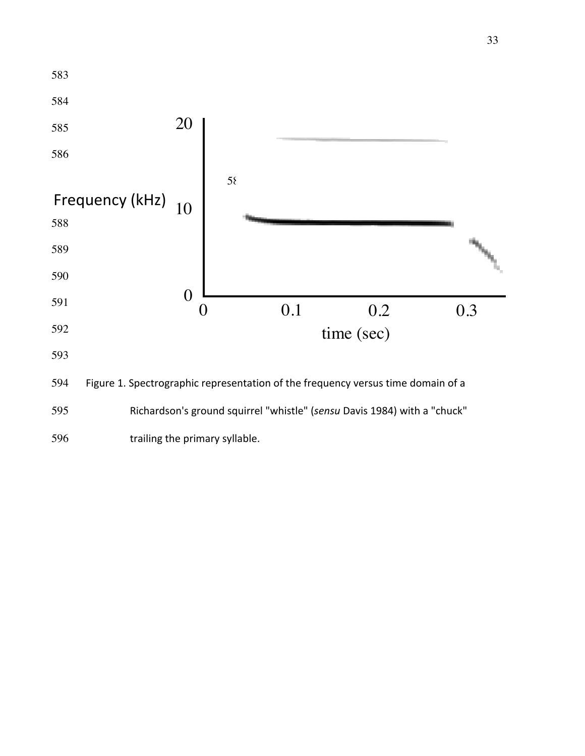20

Frequency (kHz) 10

0

0 0.1 0.2 0.3

time (sec)

Figure 1. Spectrographic representation of the frequency versus time domain of a Richardson's ground squirrel "whistle" (*sensu* Davis 1984) with a "chuck" trailing the primary syllable.